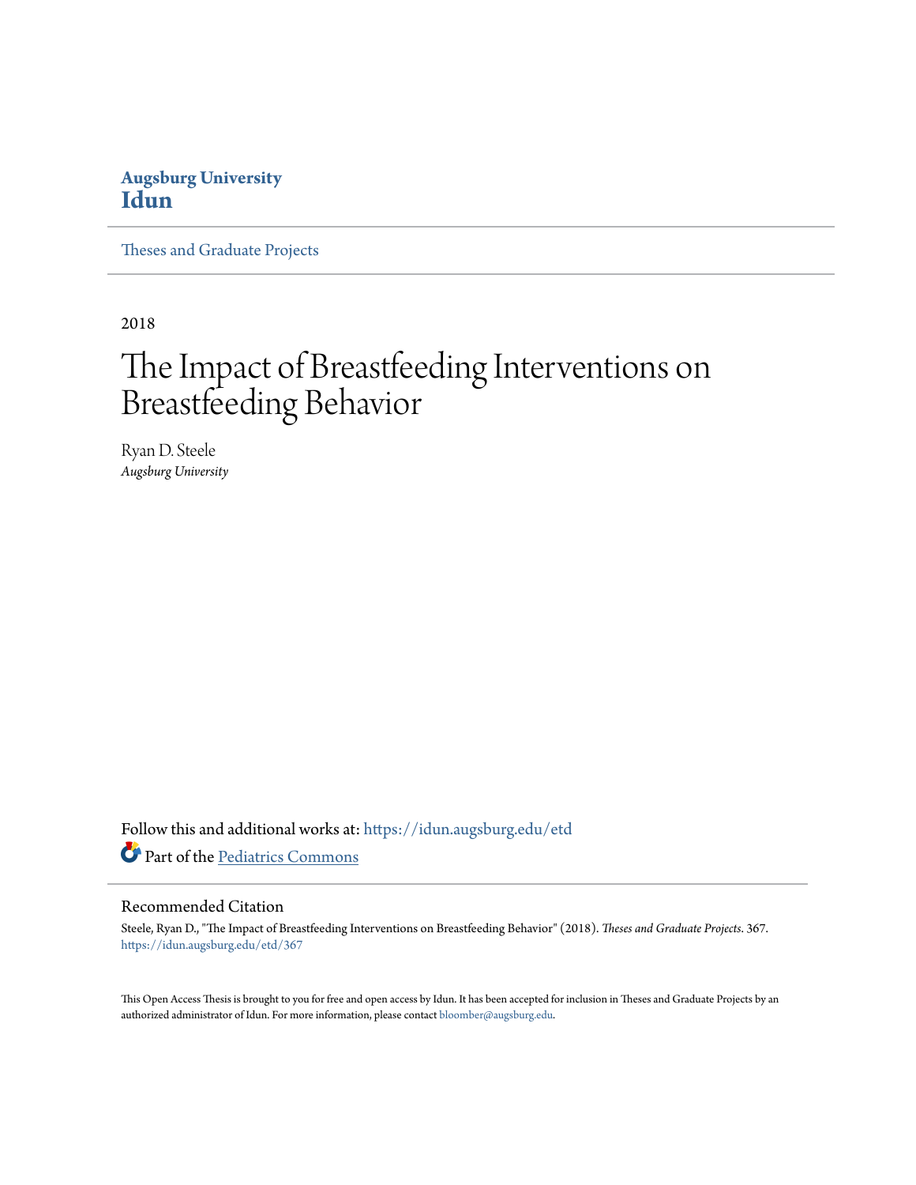Augsburg University
**Idun**

Theses and Graduate Projects

2018

# The Impact of Breastfeeding Interventions on Breastfeeding Behavior

Ryan D. Steele
*Augsburg University*

Follow this and additional works at: https://idun.augsburg.edu/etd

Part of the Pediatrics Commons

## Recommended Citation

Steele, Ryan D., "The Impact of Breastfeeding Interventions on Breastfeeding Behavior" (2018). *Theses and Graduate Projects*. 367.
https://idun.augsburg.edu/etd/367

This Open Access Thesis is brought to you for free and open access by Idun. It has been accepted for inclusion in Theses and Graduate Projects by an authorized administrator of Idun. For more information, please contact bloomber@augsburg.edu.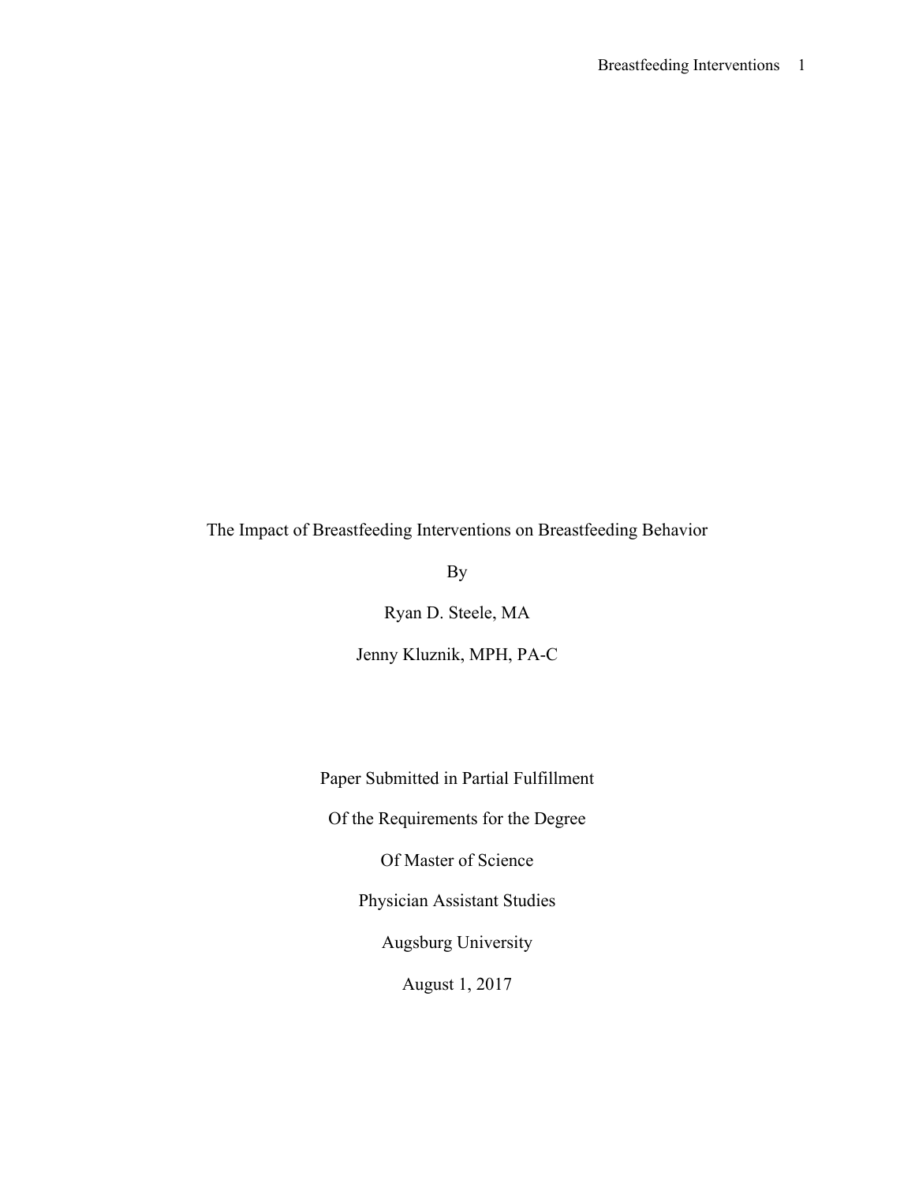# The Impact of Breastfeeding Interventions on Breastfeeding Behavior

By

Ryan D. Steele, MA

Jenny Kluznik, MPH, PA-C

Paper Submitted in Partial Fulfillment

Of the Requirements for the Degree

Of Master of Science

Physician Assistant Studies

Augsburg University

August 1, 2017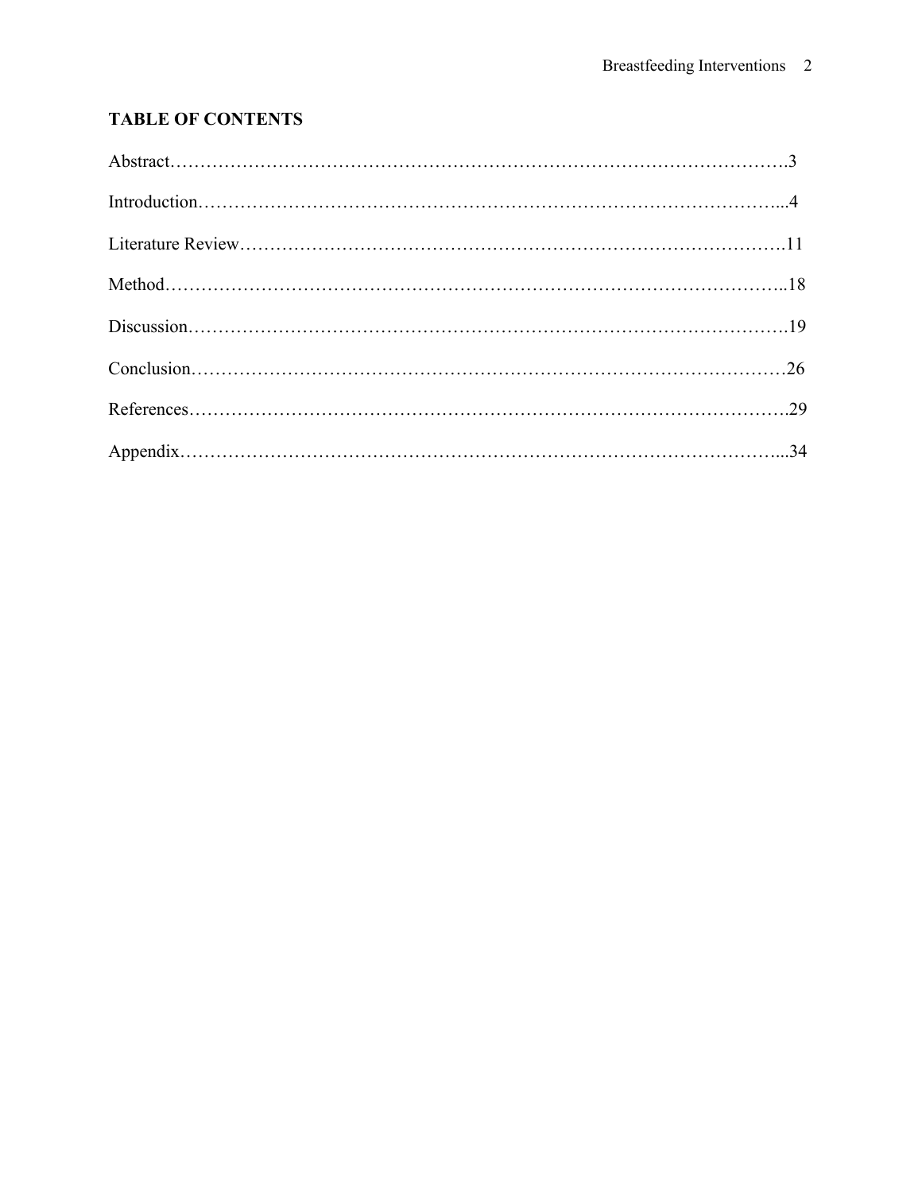**TABLE OF CONTENTS**

Abstract……………………………………………………………………………………….3

Introduction…………………………………………………………………………………...4

Literature Review…………………………………………………………………………….11

Method………………………………………………………………………………………..18

Discussion…………………………………………………………………………………….19

Conclusion……………………………………………………………………………………26

References…………………………………………………………………………………….29

Appendix……………………………………………………………………………………...34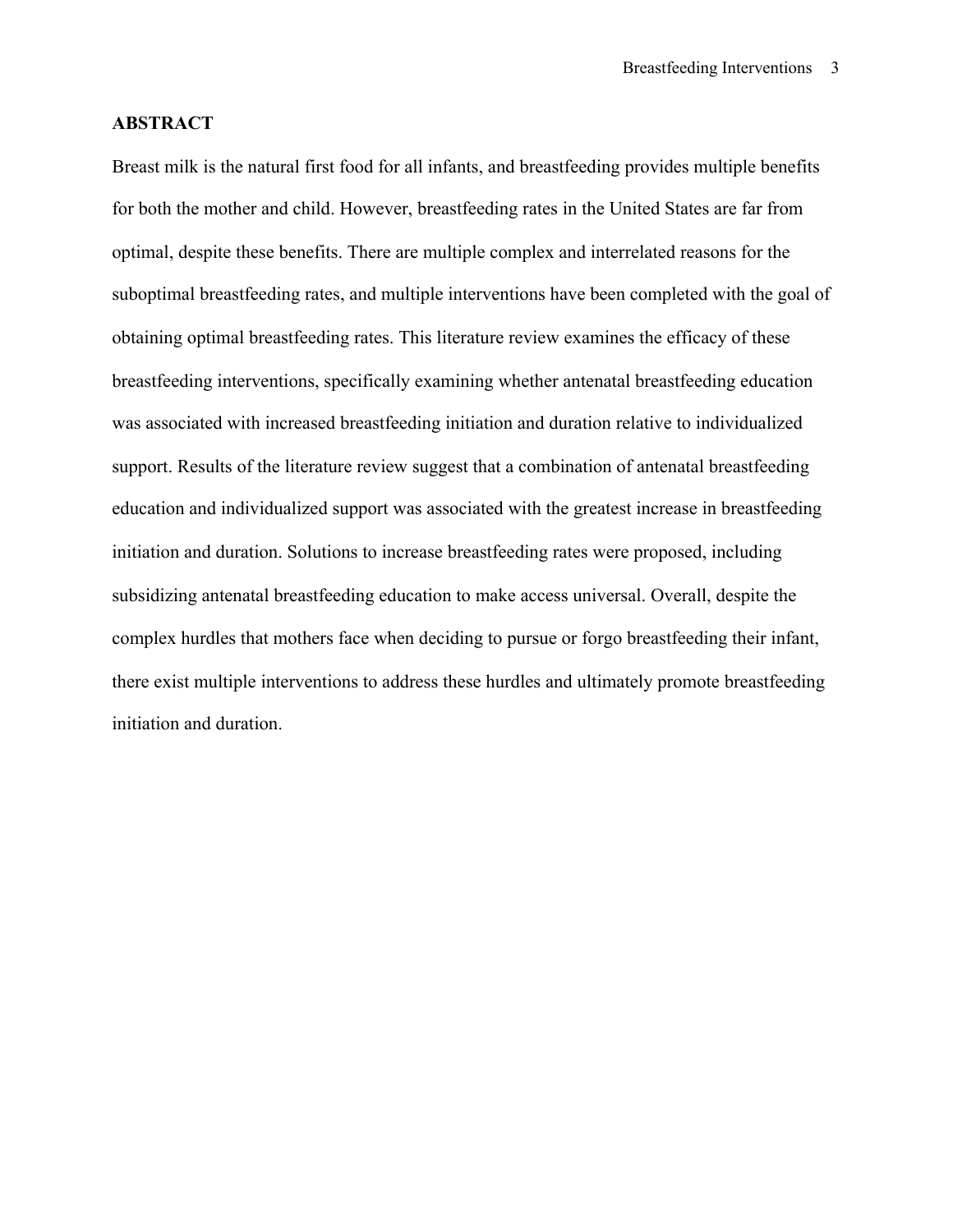## ABSTRACT

Breast milk is the natural first food for all infants, and breastfeeding provides multiple benefits for both the mother and child. However, breastfeeding rates in the United States are far from optimal, despite these benefits. There are multiple complex and interrelated reasons for the suboptimal breastfeeding rates, and multiple interventions have been completed with the goal of obtaining optimal breastfeeding rates. This literature review examines the efficacy of these breastfeeding interventions, specifically examining whether antenatal breastfeeding education was associated with increased breastfeeding initiation and duration relative to individualized support. Results of the literature review suggest that a combination of antenatal breastfeeding education and individualized support was associated with the greatest increase in breastfeeding initiation and duration. Solutions to increase breastfeeding rates were proposed, including subsidizing antenatal breastfeeding education to make access universal. Overall, despite the complex hurdles that mothers face when deciding to pursue or forgo breastfeeding their infant, there exist multiple interventions to address these hurdles and ultimately promote breastfeeding initiation and duration.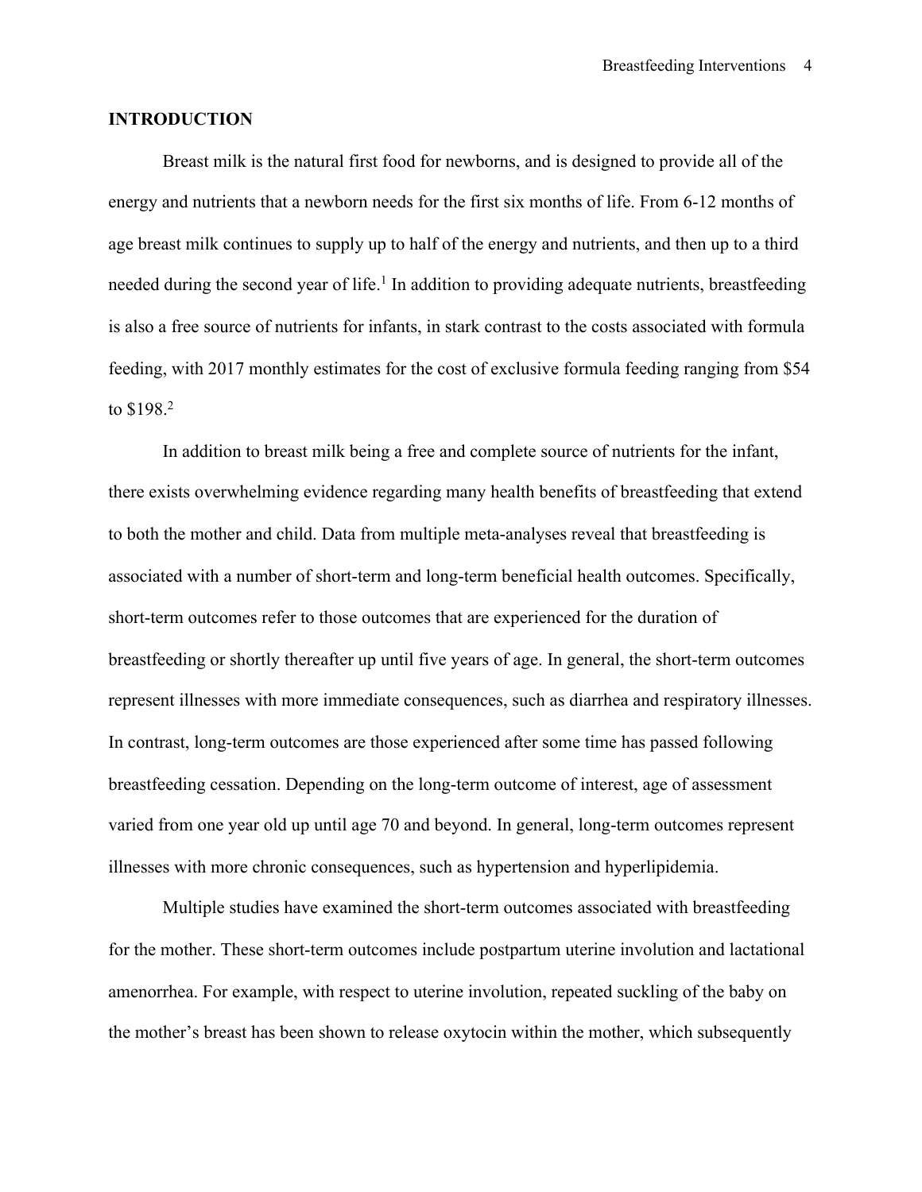## INTRODUCTION

Breast milk is the natural first food for newborns, and is designed to provide all of the energy and nutrients that a newborn needs for the first six months of life. From 6-12 months of age breast milk continues to supply up to half of the energy and nutrients, and then up to a third needed during the second year of life.[1] In addition to providing adequate nutrients, breastfeeding is also a free source of nutrients for infants, in stark contrast to the costs associated with formula feeding, with 2017 monthly estimates for the cost of exclusive formula feeding ranging from $54 to $198.[2]

In addition to breast milk being a free and complete source of nutrients for the infant, there exists overwhelming evidence regarding many health benefits of breastfeeding that extend to both the mother and child. Data from multiple meta-analyses reveal that breastfeeding is associated with a number of short-term and long-term beneficial health outcomes. Specifically, short-term outcomes refer to those outcomes that are experienced for the duration of breastfeeding or shortly thereafter up until five years of age. In general, the short-term outcomes represent illnesses with more immediate consequences, such as diarrhea and respiratory illnesses. In contrast, long-term outcomes are those experienced after some time has passed following breastfeeding cessation. Depending on the long-term outcome of interest, age of assessment varied from one year old up until age 70 and beyond. In general, long-term outcomes represent illnesses with more chronic consequences, such as hypertension and hyperlipidemia.

Multiple studies have examined the short-term outcomes associated with breastfeeding for the mother. These short-term outcomes include postpartum uterine involution and lactational amenorrhea. For example, with respect to uterine involution, repeated suckling of the baby on the mother's breast has been shown to release oxytocin within the mother, which subsequently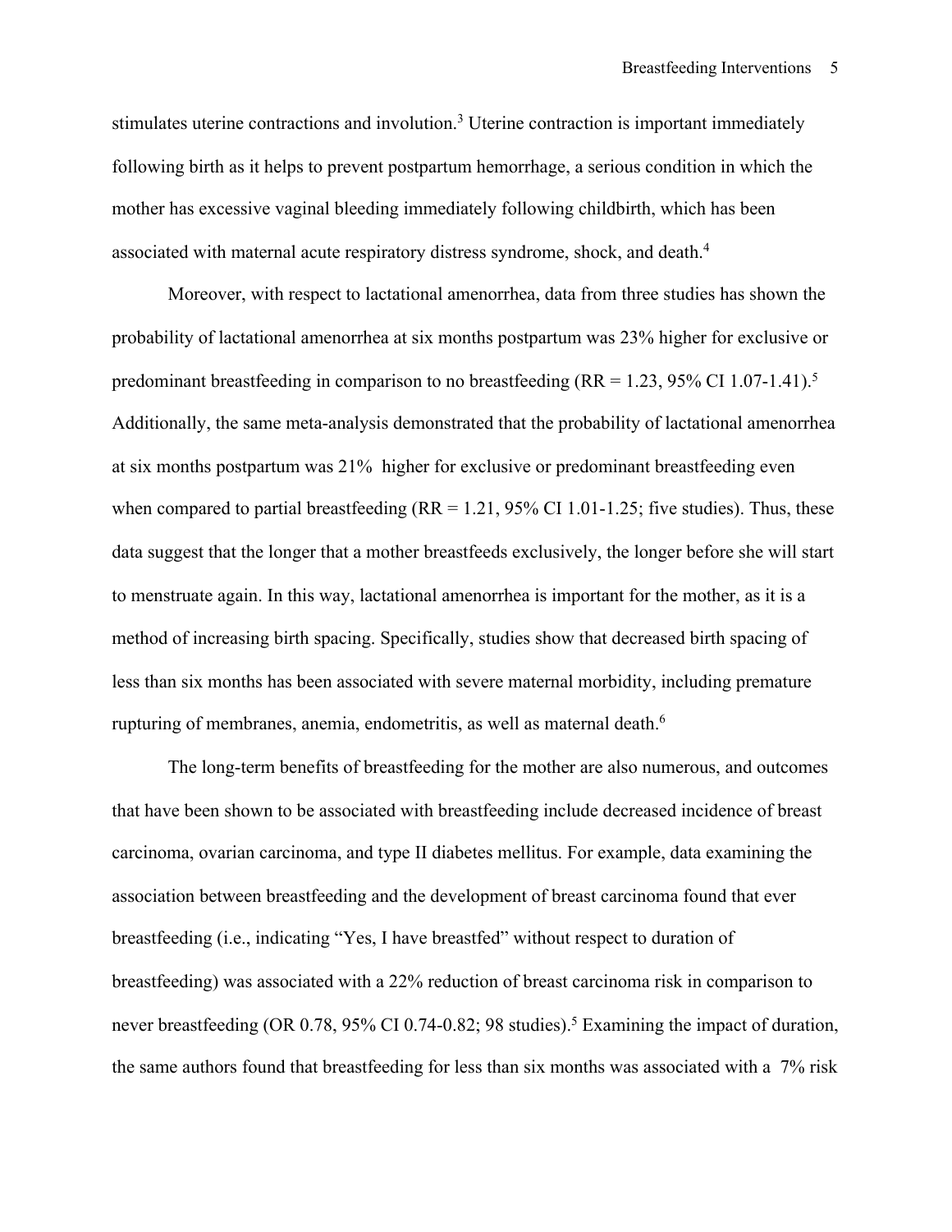stimulates uterine contractions and involution.[3] Uterine contraction is important immediately following birth as it helps to prevent postpartum hemorrhage, a serious condition in which the mother has excessive vaginal bleeding immediately following childbirth, which has been associated with maternal acute respiratory distress syndrome, shock, and death.[4]

Moreover, with respect to lactational amenorrhea, data from three studies has shown the probability of lactational amenorrhea at six months postpartum was 23% higher for exclusive or predominant breastfeeding in comparison to no breastfeeding (RR = 1.23, 95% CI 1.07-1.41).[5] Additionally, the same meta-analysis demonstrated that the probability of lactational amenorrhea at six months postpartum was 21% higher for exclusive or predominant breastfeeding even when compared to partial breastfeeding (RR = 1.21, 95% CI 1.01-1.25; five studies). Thus, these data suggest that the longer that a mother breastfeeds exclusively, the longer before she will start to menstruate again. In this way, lactational amenorrhea is important for the mother, as it is a method of increasing birth spacing. Specifically, studies show that decreased birth spacing of less than six months has been associated with severe maternal morbidity, including premature rupturing of membranes, anemia, endometritis, as well as maternal death.[6]

The long-term benefits of breastfeeding for the mother are also numerous, and outcomes that have been shown to be associated with breastfeeding include decreased incidence of breast carcinoma, ovarian carcinoma, and type II diabetes mellitus. For example, data examining the association between breastfeeding and the development of breast carcinoma found that ever breastfeeding (i.e., indicating "Yes, I have breastfed" without respect to duration of breastfeeding) was associated with a 22% reduction of breast carcinoma risk in comparison to never breastfeeding (OR 0.78, 95% CI 0.74-0.82; 98 studies).[5] Examining the impact of duration, the same authors found that breastfeeding for less than six months was associated with a 7% risk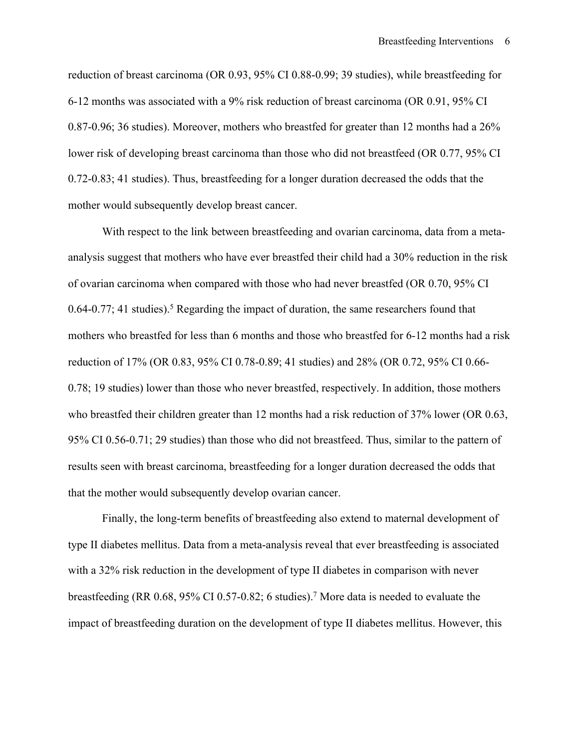reduction of breast carcinoma (OR 0.93, 95% CI 0.88-0.99; 39 studies), while breastfeeding for 6-12 months was associated with a 9% risk reduction of breast carcinoma (OR 0.91, 95% CI 0.87-0.96; 36 studies). Moreover, mothers who breastfed for greater than 12 months had a 26% lower risk of developing breast carcinoma than those who did not breastfeed (OR 0.77, 95% CI 0.72-0.83; 41 studies). Thus, breastfeeding for a longer duration decreased the odds that the mother would subsequently develop breast cancer.

With respect to the link between breastfeeding and ovarian carcinoma, data from a meta-analysis suggest that mothers who have ever breastfed their child had a 30% reduction in the risk of ovarian carcinoma when compared with those who had never breastfed (OR 0.70, 95% CI 0.64-0.77; 41 studies).[5] Regarding the impact of duration, the same researchers found that mothers who breastfed for less than 6 months and those who breastfed for 6-12 months had a risk reduction of 17% (OR 0.83, 95% CI 0.78-0.89; 41 studies) and 28% (OR 0.72, 95% CI 0.66-0.78; 19 studies) lower than those who never breastfed, respectively. In addition, those mothers who breastfed their children greater than 12 months had a risk reduction of 37% lower (OR 0.63, 95% CI 0.56-0.71; 29 studies) than those who did not breastfeed. Thus, similar to the pattern of results seen with breast carcinoma, breastfeeding for a longer duration decreased the odds that that the mother would subsequently develop ovarian cancer.

Finally, the long-term benefits of breastfeeding also extend to maternal development of type II diabetes mellitus. Data from a meta-analysis reveal that ever breastfeeding is associated with a 32% risk reduction in the development of type II diabetes in comparison with never breastfeeding (RR 0.68, 95% CI 0.57-0.82; 6 studies).[7] More data is needed to evaluate the impact of breastfeeding duration on the development of type II diabetes mellitus. However, this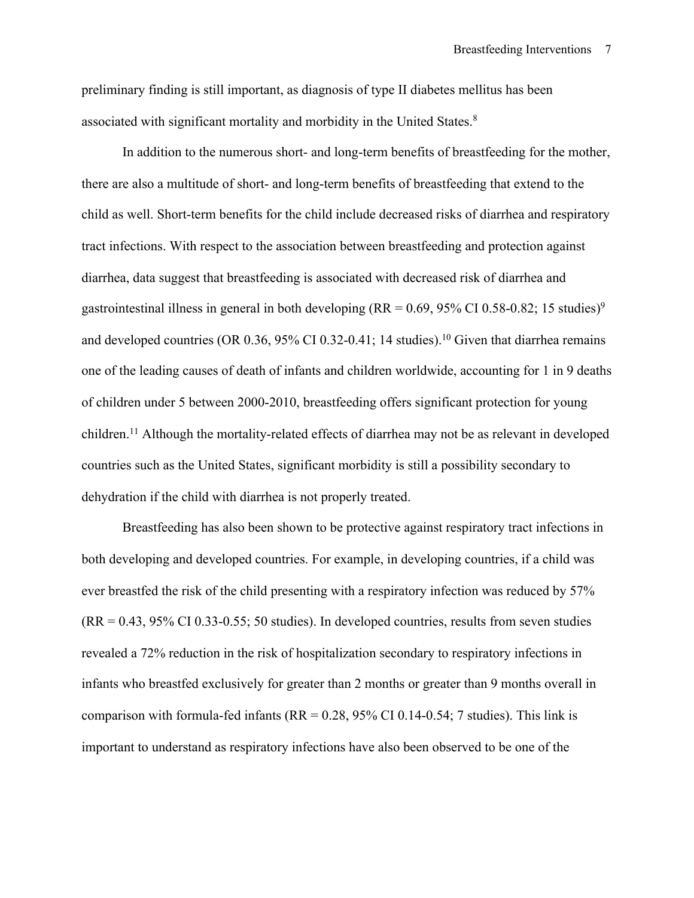preliminary finding is still important, as diagnosis of type II diabetes mellitus has been associated with significant mortality and morbidity in the United States.[8]

In addition to the numerous short- and long-term benefits of breastfeeding for the mother, there are also a multitude of short- and long-term benefits of breastfeeding that extend to the child as well. Short-term benefits for the child include decreased risks of diarrhea and respiratory tract infections. With respect to the association between breastfeeding and protection against diarrhea, data suggest that breastfeeding is associated with decreased risk of diarrhea and gastrointestinal illness in general in both developing (RR = 0.69, 95% CI 0.58-0.82; 15 studies)[9] and developed countries (OR 0.36, 95% CI 0.32-0.41; 14 studies).[10] Given that diarrhea remains one of the leading causes of death of infants and children worldwide, accounting for 1 in 9 deaths of children under 5 between 2000-2010, breastfeeding offers significant protection for young children.[11] Although the mortality-related effects of diarrhea may not be as relevant in developed countries such as the United States, significant morbidity is still a possibility secondary to dehydration if the child with diarrhea is not properly treated.

Breastfeeding has also been shown to be protective against respiratory tract infections in both developing and developed countries. For example, in developing countries, if a child was ever breastfed the risk of the child presenting with a respiratory infection was reduced by 57% (RR = 0.43, 95% CI 0.33-0.55; 50 studies). In developed countries, results from seven studies revealed a 72% reduction in the risk of hospitalization secondary to respiratory infections in infants who breastfed exclusively for greater than 2 months or greater than 9 months overall in comparison with formula-fed infants (RR = 0.28, 95% CI 0.14-0.54; 7 studies). This link is important to understand as respiratory infections have also been observed to be one of the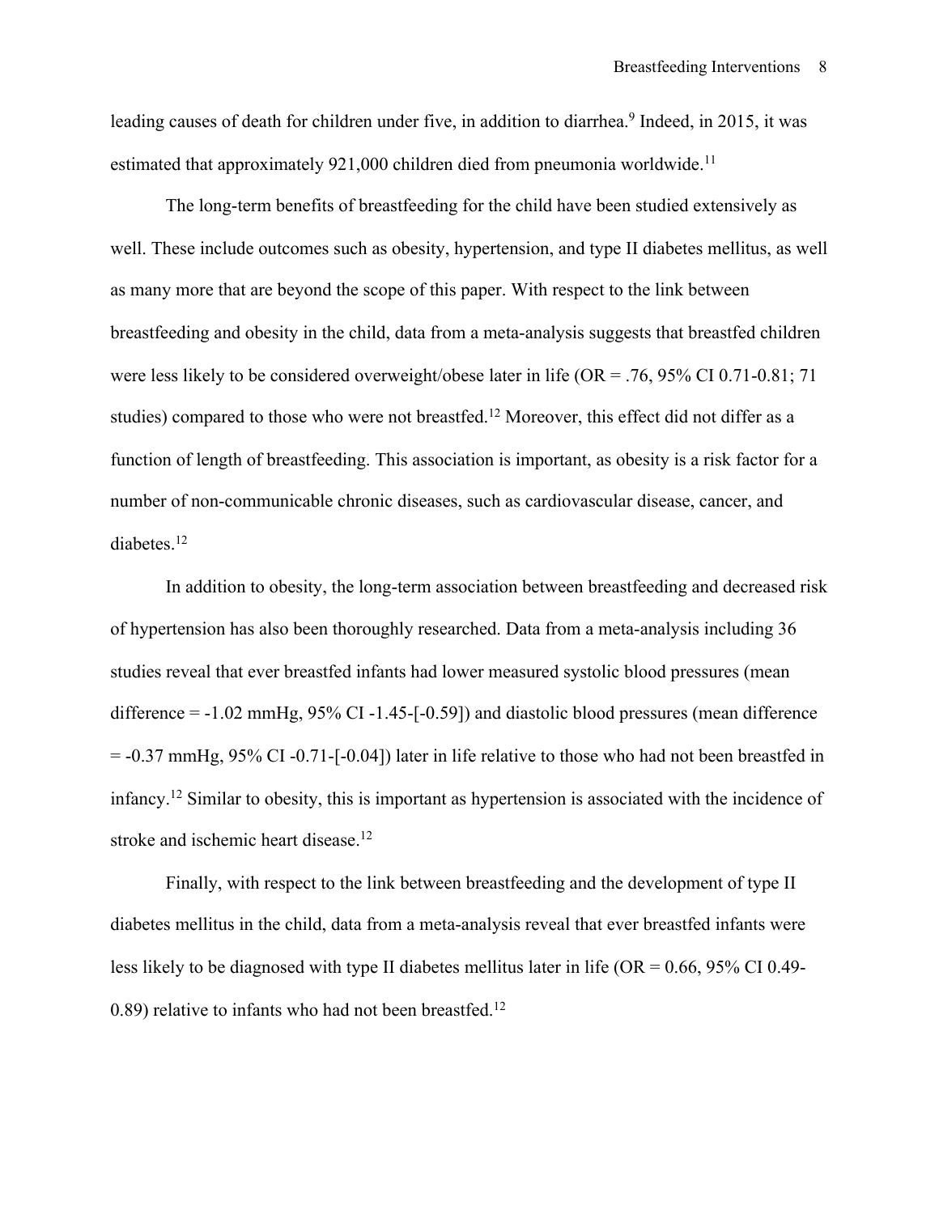leading causes of death for children under five, in addition to diarrhea.[9] Indeed, in 2015, it was estimated that approximately 921,000 children died from pneumonia worldwide.[11]

The long-term benefits of breastfeeding for the child have been studied extensively as well. These include outcomes such as obesity, hypertension, and type II diabetes mellitus, as well as many more that are beyond the scope of this paper. With respect to the link between breastfeeding and obesity in the child, data from a meta-analysis suggests that breastfed children were less likely to be considered overweight/obese later in life (OR = .76, 95% CI 0.71-0.81; 71 studies) compared to those who were not breastfed.[12] Moreover, this effect did not differ as a function of length of breastfeeding. This association is important, as obesity is a risk factor for a number of non-communicable chronic diseases, such as cardiovascular disease, cancer, and diabetes.[12]

In addition to obesity, the long-term association between breastfeeding and decreased risk of hypertension has also been thoroughly researched. Data from a meta-analysis including 36 studies reveal that ever breastfed infants had lower measured systolic blood pressures (mean difference = -1.02 mmHg, 95% CI -1.45-[-0.59]) and diastolic blood pressures (mean difference = -0.37 mmHg, 95% CI -0.71-[-0.04]) later in life relative to those who had not been breastfed in infancy.[12] Similar to obesity, this is important as hypertension is associated with the incidence of stroke and ischemic heart disease.[12]

Finally, with respect to the link between breastfeeding and the development of type II diabetes mellitus in the child, data from a meta-analysis reveal that ever breastfed infants were less likely to be diagnosed with type II diabetes mellitus later in life (OR = 0.66, 95% CI 0.49-0.89) relative to infants who had not been breastfed.[12]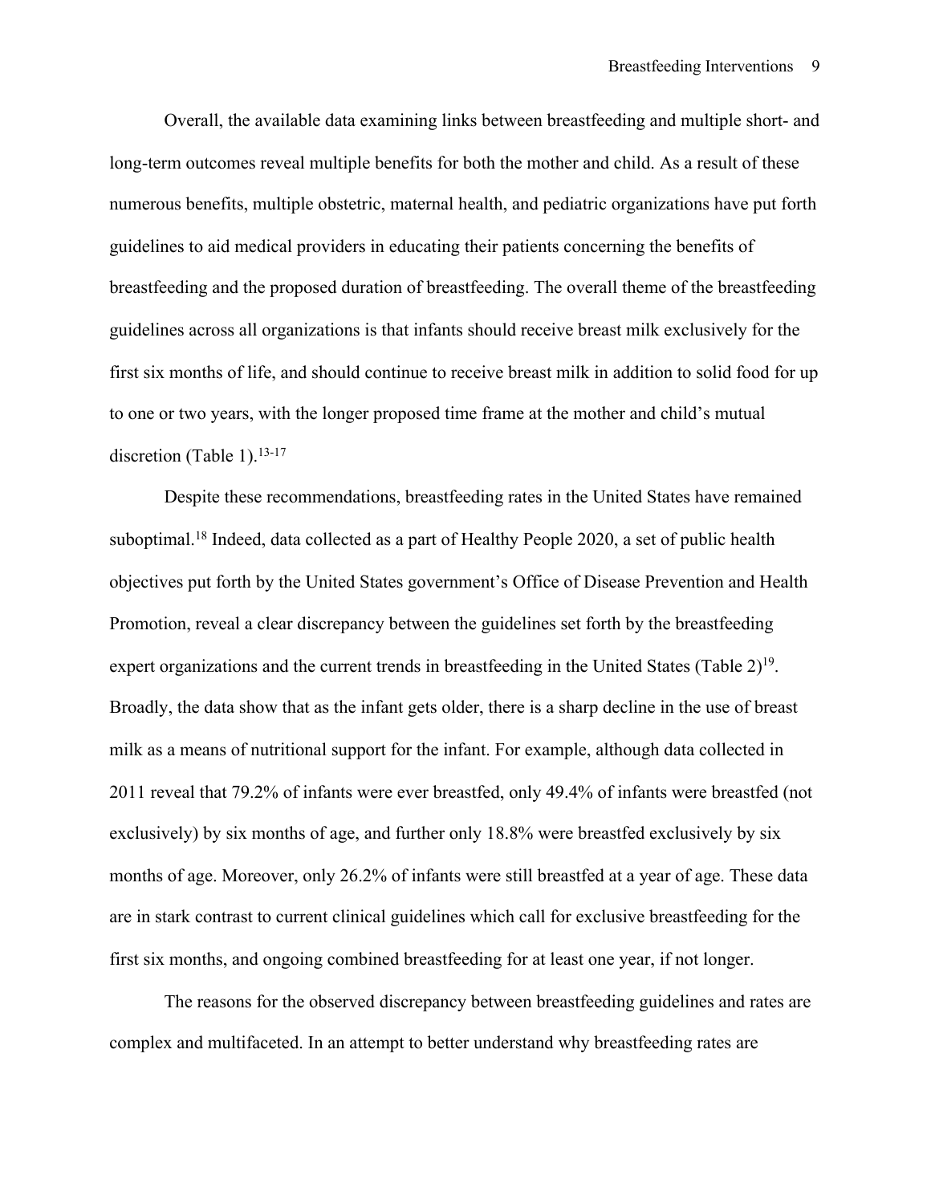Overall, the available data examining links between breastfeeding and multiple short- and long-term outcomes reveal multiple benefits for both the mother and child. As a result of these numerous benefits, multiple obstetric, maternal health, and pediatric organizations have put forth guidelines to aid medical providers in educating their patients concerning the benefits of breastfeeding and the proposed duration of breastfeeding. The overall theme of the breastfeeding guidelines across all organizations is that infants should receive breast milk exclusively for the first six months of life, and should continue to receive breast milk in addition to solid food for up to one or two years, with the longer proposed time frame at the mother and child's mutual discretion (Table 1).[13-17]

Despite these recommendations, breastfeeding rates in the United States have remained suboptimal.[18] Indeed, data collected as a part of Healthy People 2020, a set of public health objectives put forth by the United States government's Office of Disease Prevention and Health Promotion, reveal a clear discrepancy between the guidelines set forth by the breastfeeding expert organizations and the current trends in breastfeeding in the United States (Table 2)[19]. Broadly, the data show that as the infant gets older, there is a sharp decline in the use of breast milk as a means of nutritional support for the infant. For example, although data collected in 2011 reveal that 79.2% of infants were ever breastfed, only 49.4% of infants were breastfed (not exclusively) by six months of age, and further only 18.8% were breastfed exclusively by six months of age. Moreover, only 26.2% of infants were still breastfed at a year of age. These data are in stark contrast to current clinical guidelines which call for exclusive breastfeeding for the first six months, and ongoing combined breastfeeding for at least one year, if not longer.

The reasons for the observed discrepancy between breastfeeding guidelines and rates are complex and multifaceted. In an attempt to better understand why breastfeeding rates are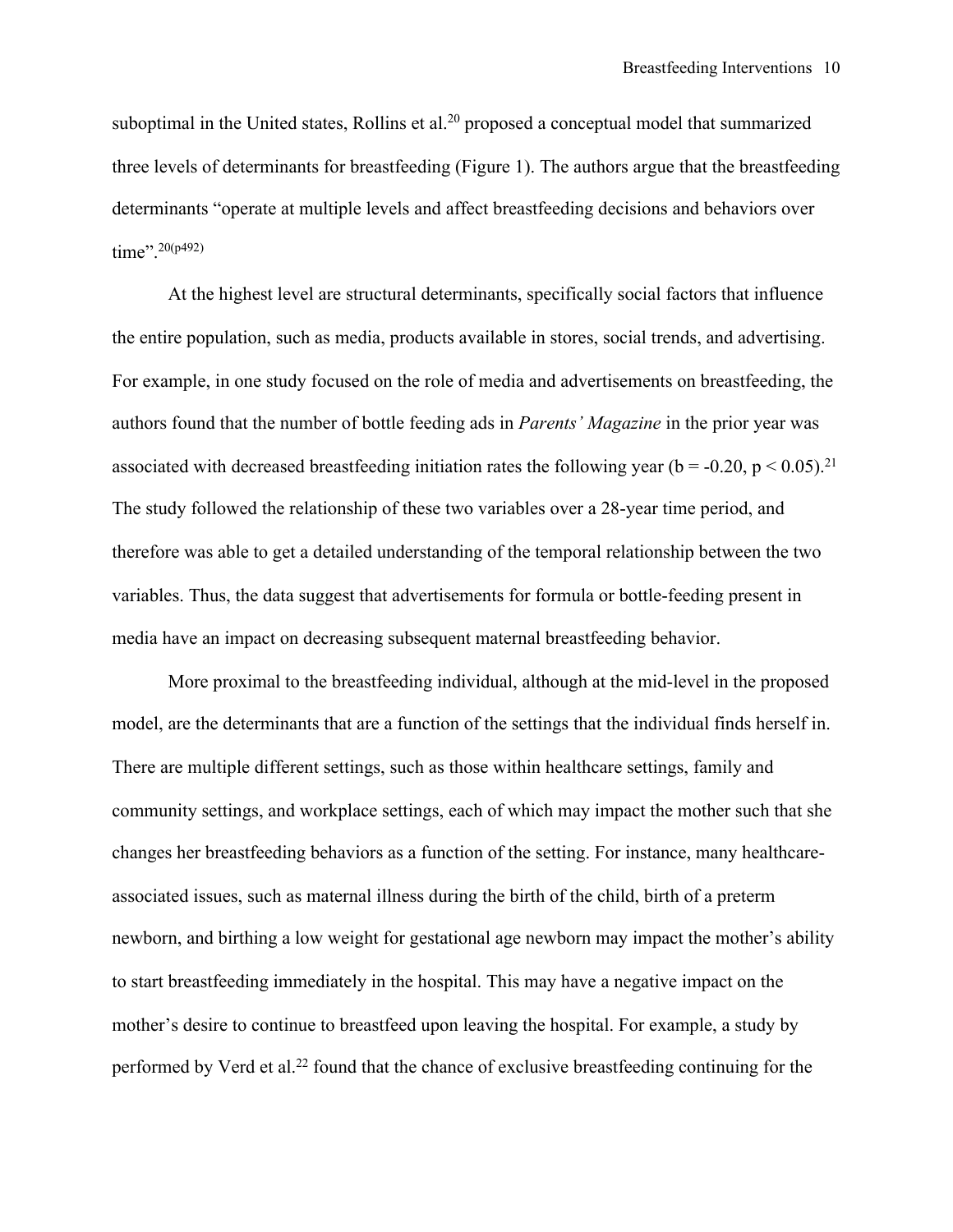suboptimal in the United states, Rollins et al.[20] proposed a conceptual model that summarized three levels of determinants for breastfeeding (Figure 1). The authors argue that the breastfeeding determinants "operate at multiple levels and affect breastfeeding decisions and behaviors over time".[20(p492)]

At the highest level are structural determinants, specifically social factors that influence the entire population, such as media, products available in stores, social trends, and advertising. For example, in one study focused on the role of media and advertisements on breastfeeding, the authors found that the number of bottle feeding ads in *Parents' Magazine* in the prior year was associated with decreased breastfeeding initiation rates the following year ($b = -0.20$, $p < 0.05$).[21] The study followed the relationship of these two variables over a 28-year time period, and therefore was able to get a detailed understanding of the temporal relationship between the two variables. Thus, the data suggest that advertisements for formula or bottle-feeding present in media have an impact on decreasing subsequent maternal breastfeeding behavior.

More proximal to the breastfeeding individual, although at the mid-level in the proposed model, are the determinants that are a function of the settings that the individual finds herself in. There are multiple different settings, such as those within healthcare settings, family and community settings, and workplace settings, each of which may impact the mother such that she changes her breastfeeding behaviors as a function of the setting. For instance, many healthcare-associated issues, such as maternal illness during the birth of the child, birth of a preterm newborn, and birthing a low weight for gestational age newborn may impact the mother's ability to start breastfeeding immediately in the hospital. This may have a negative impact on the mother's desire to continue to breastfeed upon leaving the hospital. For example, a study by performed by Verd et al.[22] found that the chance of exclusive breastfeeding continuing for the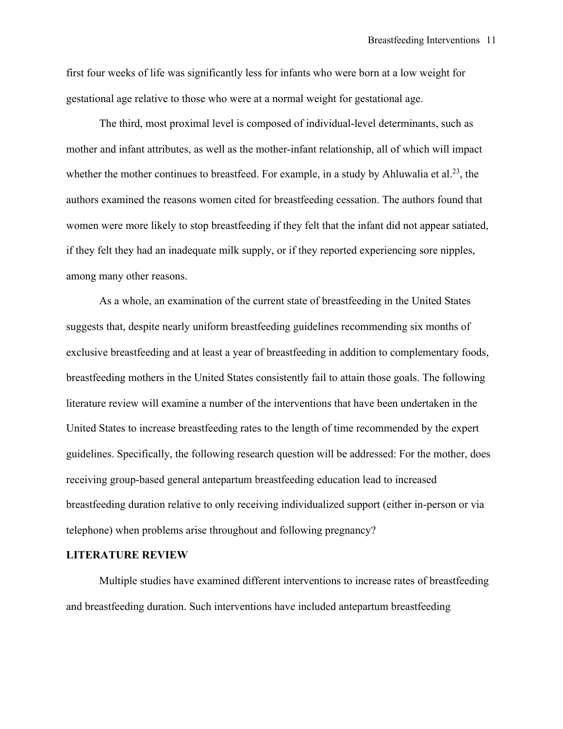first four weeks of life was significantly less for infants who were born at a low weight for gestational age relative to those who were at a normal weight for gestational age.

The third, most proximal level is composed of individual-level determinants, such as mother and infant attributes, as well as the mother-infant relationship, all of which will impact whether the mother continues to breastfeed. For example, in a study by Ahluwalia et al.[23], the authors examined the reasons women cited for breastfeeding cessation. The authors found that women were more likely to stop breastfeeding if they felt that the infant did not appear satiated, if they felt they had an inadequate milk supply, or if they reported experiencing sore nipples, among many other reasons.

As a whole, an examination of the current state of breastfeeding in the United States suggests that, despite nearly uniform breastfeeding guidelines recommending six months of exclusive breastfeeding and at least a year of breastfeeding in addition to complementary foods, breastfeeding mothers in the United States consistently fail to attain those goals. The following literature review will examine a number of the interventions that have been undertaken in the United States to increase breastfeeding rates to the length of time recommended by the expert guidelines. Specifically, the following research question will be addressed: For the mother, does receiving group-based general antepartum breastfeeding education lead to increased breastfeeding duration relative to only receiving individualized support (either in-person or via telephone) when problems arise throughout and following pregnancy?

## LITERATURE REVIEW

Multiple studies have examined different interventions to increase rates of breastfeeding and breastfeeding duration. Such interventions have included antepartum breastfeeding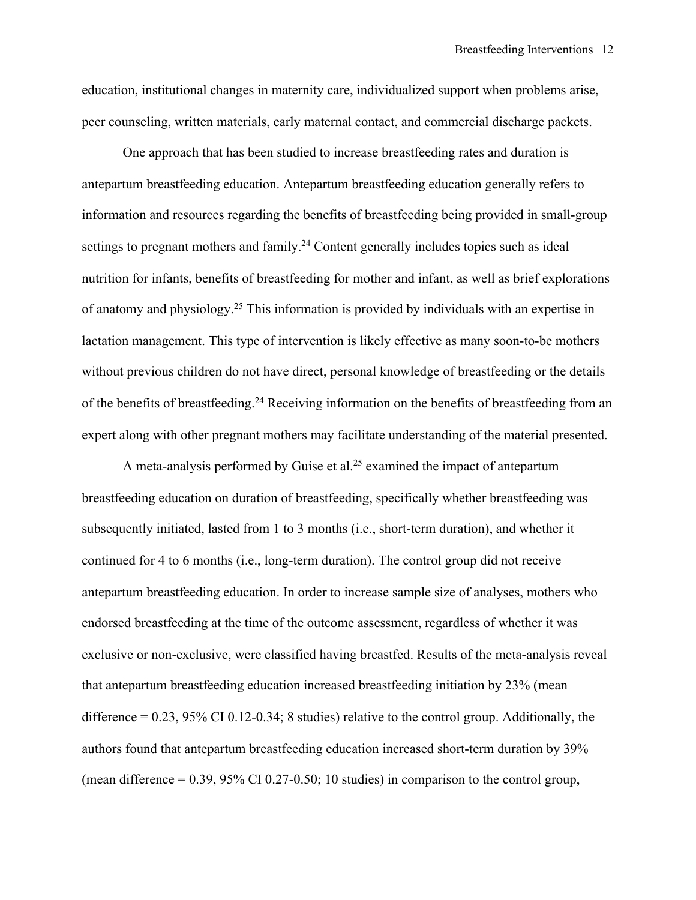education, institutional changes in maternity care, individualized support when problems arise, peer counseling, written materials, early maternal contact, and commercial discharge packets.

One approach that has been studied to increase breastfeeding rates and duration is antepartum breastfeeding education. Antepartum breastfeeding education generally refers to information and resources regarding the benefits of breastfeeding being provided in small-group settings to pregnant mothers and family.[24] Content generally includes topics such as ideal nutrition for infants, benefits of breastfeeding for mother and infant, as well as brief explorations of anatomy and physiology.[25] This information is provided by individuals with an expertise in lactation management. This type of intervention is likely effective as many soon-to-be mothers without previous children do not have direct, personal knowledge of breastfeeding or the details of the benefits of breastfeeding.[24] Receiving information on the benefits of breastfeeding from an expert along with other pregnant mothers may facilitate understanding of the material presented.

A meta-analysis performed by Guise et al.[25] examined the impact of antepartum breastfeeding education on duration of breastfeeding, specifically whether breastfeeding was subsequently initiated, lasted from 1 to 3 months (i.e., short-term duration), and whether it continued for 4 to 6 months (i.e., long-term duration). The control group did not receive antepartum breastfeeding education. In order to increase sample size of analyses, mothers who endorsed breastfeeding at the time of the outcome assessment, regardless of whether it was exclusive or non-exclusive, were classified having breastfed. Results of the meta-analysis reveal that antepartum breastfeeding education increased breastfeeding initiation by 23% (mean difference = 0.23, 95% CI 0.12-0.34; 8 studies) relative to the control group. Additionally, the authors found that antepartum breastfeeding education increased short-term duration by 39% (mean difference = 0.39, 95% CI 0.27-0.50; 10 studies) in comparison to the control group,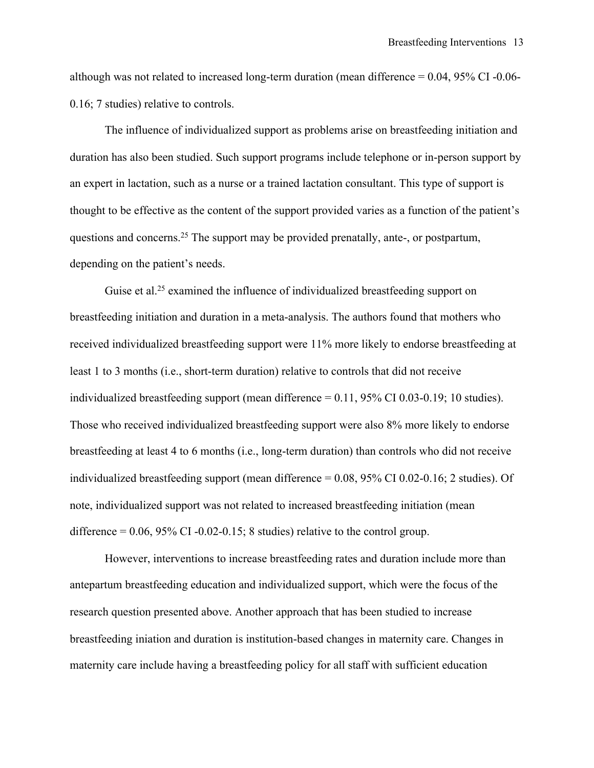although was not related to increased long-term duration (mean difference = 0.04, 95% CI -0.06-0.16; 7 studies) relative to controls.

The influence of individualized support as problems arise on breastfeeding initiation and duration has also been studied. Such support programs include telephone or in-person support by an expert in lactation, such as a nurse or a trained lactation consultant. This type of support is thought to be effective as the content of the support provided varies as a function of the patient's questions and concerns.[25] The support may be provided prenatally, ante-, or postpartum, depending on the patient's needs.

Guise et al.[25] examined the influence of individualized breastfeeding support on breastfeeding initiation and duration in a meta-analysis. The authors found that mothers who received individualized breastfeeding support were 11% more likely to endorse breastfeeding at least 1 to 3 months (i.e., short-term duration) relative to controls that did not receive individualized breastfeeding support (mean difference = 0.11, 95% CI 0.03-0.19; 10 studies). Those who received individualized breastfeeding support were also 8% more likely to endorse breastfeeding at least 4 to 6 months (i.e., long-term duration) than controls who did not receive individualized breastfeeding support (mean difference = 0.08, 95% CI 0.02-0.16; 2 studies). Of note, individualized support was not related to increased breastfeeding initiation (mean difference = 0.06, 95% CI -0.02-0.15; 8 studies) relative to the control group.

However, interventions to increase breastfeeding rates and duration include more than antepartum breastfeeding education and individualized support, which were the focus of the research question presented above. Another approach that has been studied to increase breastfeeding iniation and duration is institution-based changes in maternity care. Changes in maternity care include having a breastfeeding policy for all staff with sufficient education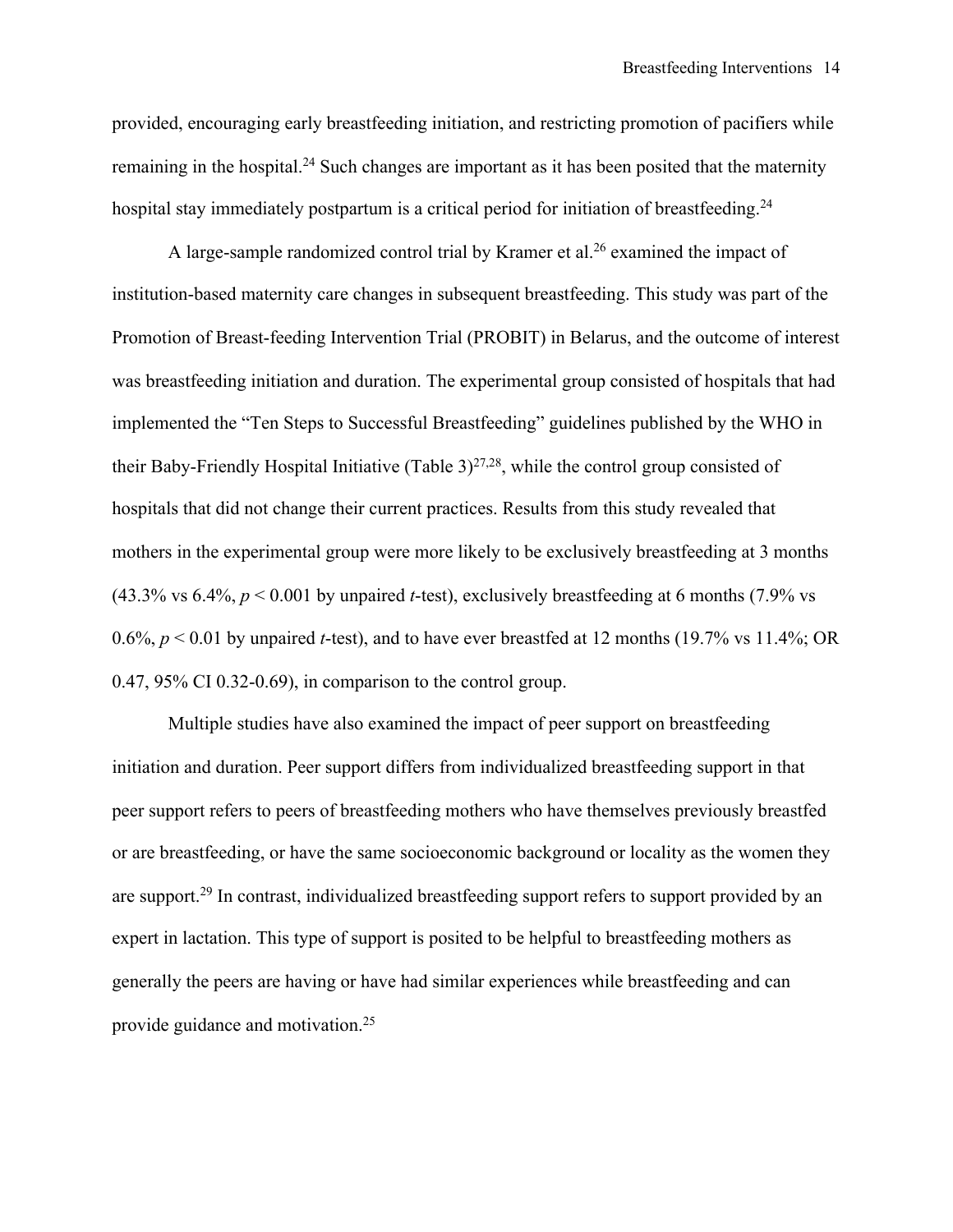provided, encouraging early breastfeeding initiation, and restricting promotion of pacifiers while remaining in the hospital.[24] Such changes are important as it has been posited that the maternity hospital stay immediately postpartum is a critical period for initiation of breastfeeding.[24]

A large-sample randomized control trial by Kramer et al.[26] examined the impact of institution-based maternity care changes in subsequent breastfeeding. This study was part of the Promotion of Breast-feeding Intervention Trial (PROBIT) in Belarus, and the outcome of interest was breastfeeding initiation and duration. The experimental group consisted of hospitals that had implemented the "Ten Steps to Successful Breastfeeding" guidelines published by the WHO in their Baby-Friendly Hospital Initiative (Table 3)[27,28], while the control group consisted of hospitals that did not change their current practices. Results from this study revealed that mothers in the experimental group were more likely to be exclusively breastfeeding at 3 months (43.3% vs 6.4%, $p < 0.001$ by unpaired *t*-test), exclusively breastfeeding at 6 months (7.9% vs 0.6%, $p < 0.01$ by unpaired *t*-test), and to have ever breastfed at 12 months (19.7% vs 11.4%; OR 0.47, 95% CI 0.32-0.69), in comparison to the control group.

Multiple studies have also examined the impact of peer support on breastfeeding initiation and duration. Peer support differs from individualized breastfeeding support in that peer support refers to peers of breastfeeding mothers who have themselves previously breastfed or are breastfeeding, or have the same socioeconomic background or locality as the women they are support.[29] In contrast, individualized breastfeeding support refers to support provided by an expert in lactation. This type of support is posited to be helpful to breastfeeding mothers as generally the peers are having or have had similar experiences while breastfeeding and can provide guidance and motivation.[25]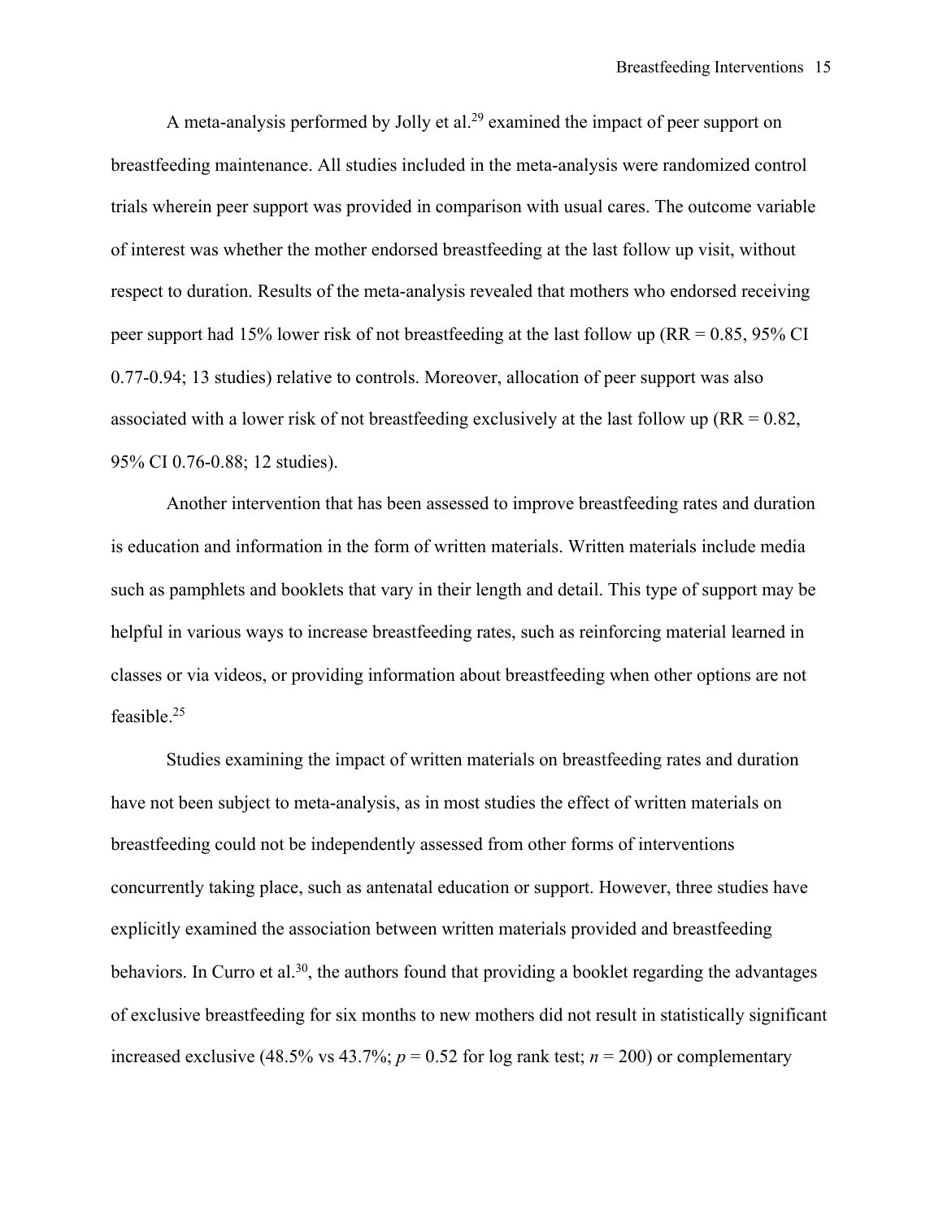A meta-analysis performed by Jolly et al.[29] examined the impact of peer support on breastfeeding maintenance. All studies included in the meta-analysis were randomized control trials wherein peer support was provided in comparison with usual cares. The outcome variable of interest was whether the mother endorsed breastfeeding at the last follow up visit, without respect to duration. Results of the meta-analysis revealed that mothers who endorsed receiving peer support had 15% lower risk of not breastfeeding at the last follow up (RR = 0.85, 95% CI 0.77-0.94; 13 studies) relative to controls. Moreover, allocation of peer support was also associated with a lower risk of not breastfeeding exclusively at the last follow up (RR = 0.82, 95% CI 0.76-0.88; 12 studies).

Another intervention that has been assessed to improve breastfeeding rates and duration is education and information in the form of written materials. Written materials include media such as pamphlets and booklets that vary in their length and detail. This type of support may be helpful in various ways to increase breastfeeding rates, such as reinforcing material learned in classes or via videos, or providing information about breastfeeding when other options are not feasible.[25]

Studies examining the impact of written materials on breastfeeding rates and duration have not been subject to meta-analysis, as in most studies the effect of written materials on breastfeeding could not be independently assessed from other forms of interventions concurrently taking place, such as antenatal education or support. However, three studies have explicitly examined the association between written materials provided and breastfeeding behaviors. In Curro et al.[30], the authors found that providing a booklet regarding the advantages of exclusive breastfeeding for six months to new mothers did not result in statistically significant increased exclusive (48.5% vs 43.7%; $p = 0.52$ for log rank test; $n = 200$) or complementary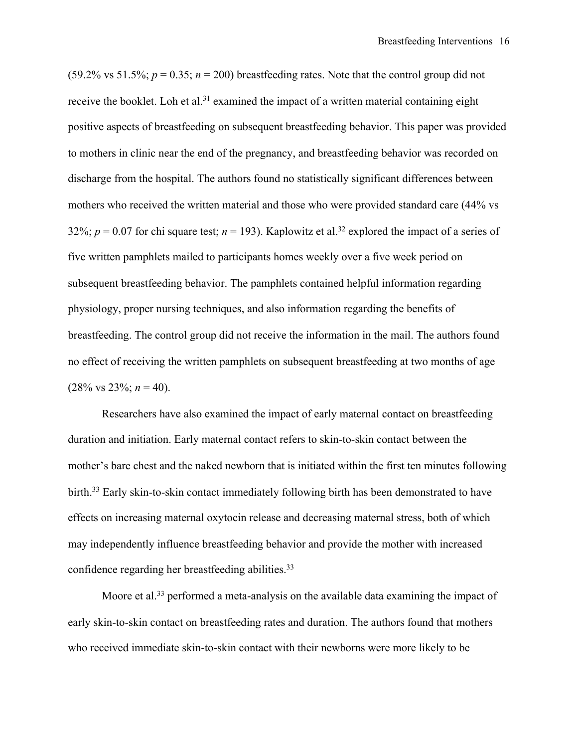(59.2% vs 51.5%; $p = 0.35$; $n = 200$) breastfeeding rates. Note that the control group did not receive the booklet. Loh et al.[31] examined the impact of a written material containing eight positive aspects of breastfeeding on subsequent breastfeeding behavior. This paper was provided to mothers in clinic near the end of the pregnancy, and breastfeeding behavior was recorded on discharge from the hospital. The authors found no statistically significant differences between mothers who received the written material and those who were provided standard care (44% vs 32%; $p = 0.07$ for chi square test; $n = 193$). Kaplowitz et al.[32] explored the impact of a series of five written pamphlets mailed to participants homes weekly over a five week period on subsequent breastfeeding behavior. The pamphlets contained helpful information regarding physiology, proper nursing techniques, and also information regarding the benefits of breastfeeding. The control group did not receive the information in the mail. The authors found no effect of receiving the written pamphlets on subsequent breastfeeding at two months of age (28% vs 23%; $n = 40$).

Researchers have also examined the impact of early maternal contact on breastfeeding duration and initiation. Early maternal contact refers to skin-to-skin contact between the mother's bare chest and the naked newborn that is initiated within the first ten minutes following birth.[33] Early skin-to-skin contact immediately following birth has been demonstrated to have effects on increasing maternal oxytocin release and decreasing maternal stress, both of which may independently influence breastfeeding behavior and provide the mother with increased confidence regarding her breastfeeding abilities.[33]

Moore et al.[33] performed a meta-analysis on the available data examining the impact of early skin-to-skin contact on breastfeeding rates and duration. The authors found that mothers who received immediate skin-to-skin contact with their newborns were more likely to be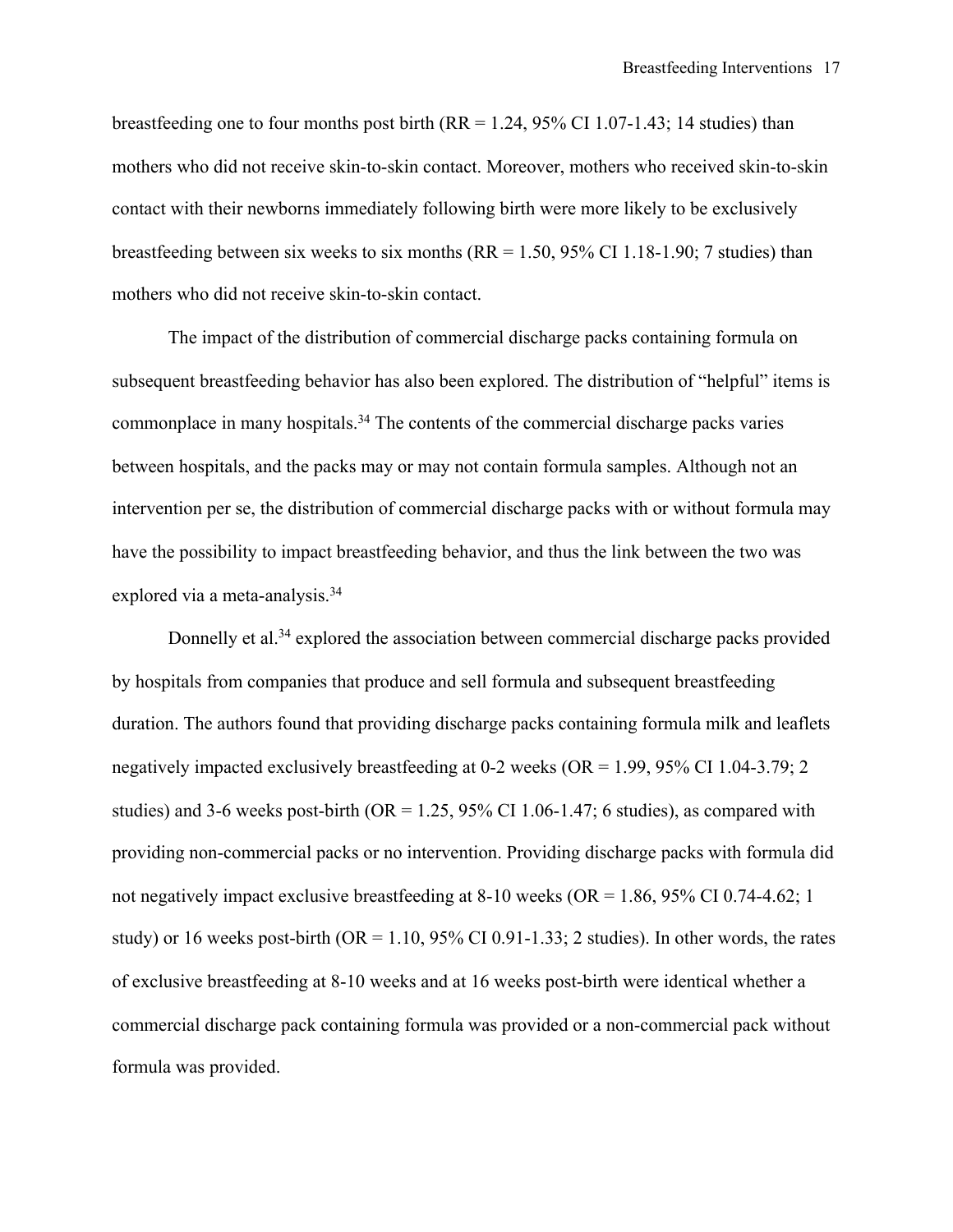breastfeeding one to four months post birth (RR = 1.24, 95% CI 1.07-1.43; 14 studies) than mothers who did not receive skin-to-skin contact. Moreover, mothers who received skin-to-skin contact with their newborns immediately following birth were more likely to be exclusively breastfeeding between six weeks to six months (RR = 1.50, 95% CI 1.18-1.90; 7 studies) than mothers who did not receive skin-to-skin contact.

The impact of the distribution of commercial discharge packs containing formula on subsequent breastfeeding behavior has also been explored. The distribution of "helpful" items is commonplace in many hospitals.[34] The contents of the commercial discharge packs varies between hospitals, and the packs may or may not contain formula samples. Although not an intervention per se, the distribution of commercial discharge packs with or without formula may have the possibility to impact breastfeeding behavior, and thus the link between the two was explored via a meta-analysis.[34]

Donnelly et al.[34] explored the association between commercial discharge packs provided by hospitals from companies that produce and sell formula and subsequent breastfeeding duration. The authors found that providing discharge packs containing formula milk and leaflets negatively impacted exclusively breastfeeding at 0-2 weeks (OR = 1.99, 95% CI 1.04-3.79; 2 studies) and 3-6 weeks post-birth (OR = 1.25, 95% CI 1.06-1.47; 6 studies), as compared with providing non-commercial packs or no intervention. Providing discharge packs with formula did not negatively impact exclusive breastfeeding at 8-10 weeks (OR = 1.86, 95% CI 0.74-4.62; 1 study) or 16 weeks post-birth (OR = 1.10, 95% CI 0.91-1.33; 2 studies). In other words, the rates of exclusive breastfeeding at 8-10 weeks and at 16 weeks post-birth were identical whether a commercial discharge pack containing formula was provided or a non-commercial pack without formula was provided.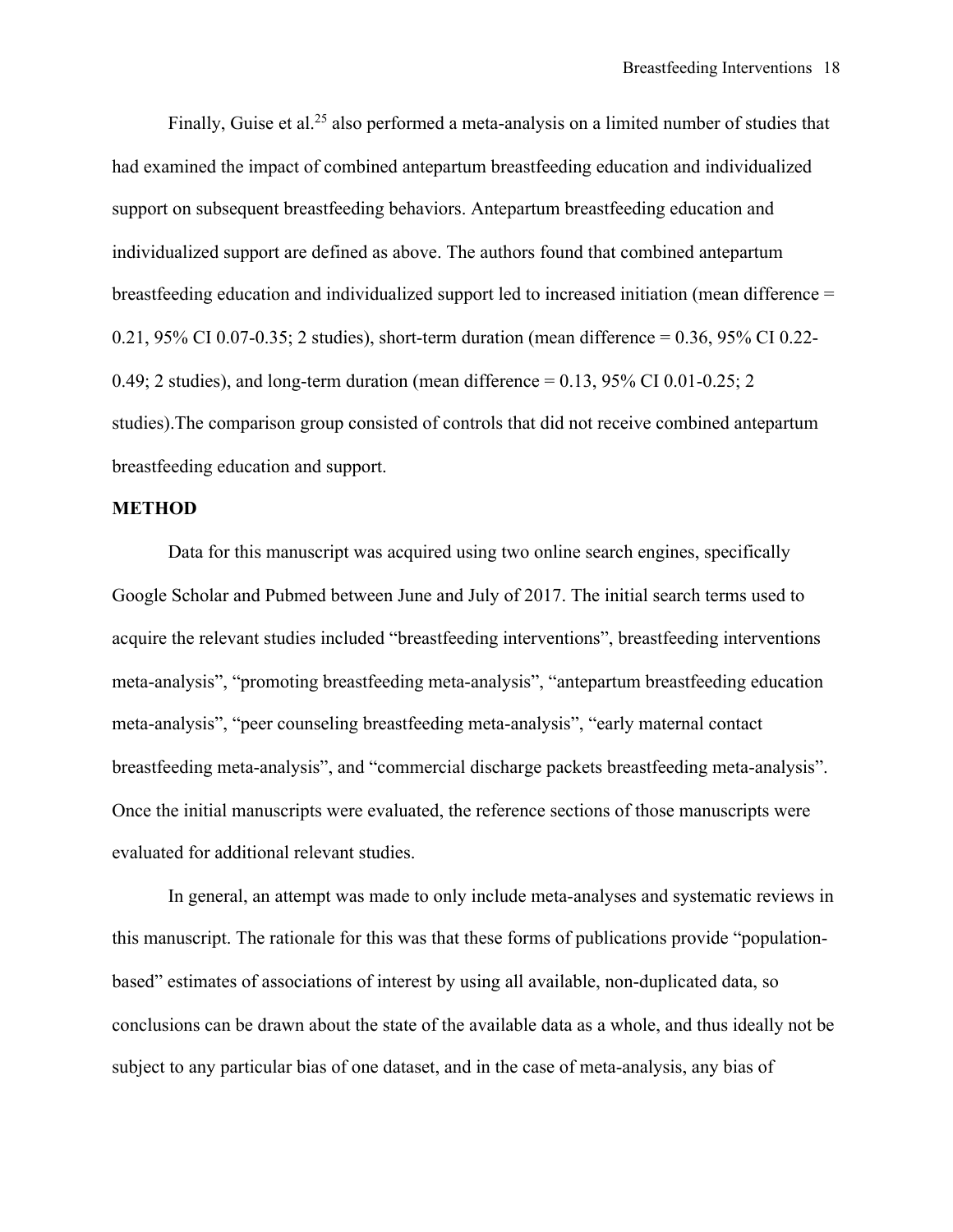Finally, Guise et al.[25] also performed a meta-analysis on a limited number of studies that had examined the impact of combined antepartum breastfeeding education and individualized support on subsequent breastfeeding behaviors. Antepartum breastfeeding education and individualized support are defined as above. The authors found that combined antepartum breastfeeding education and individualized support led to increased initiation (mean difference = 0.21, 95% CI 0.07-0.35; 2 studies), short-term duration (mean difference = 0.36, 95% CI 0.22-0.49; 2 studies), and long-term duration (mean difference = 0.13, 95% CI 0.01-0.25; 2 studies).The comparison group consisted of controls that did not receive combined antepartum breastfeeding education and support.

## METHOD

Data for this manuscript was acquired using two online search engines, specifically Google Scholar and Pubmed between June and July of 2017. The initial search terms used to acquire the relevant studies included "breastfeeding interventions", breastfeeding interventions meta-analysis", "promoting breastfeeding meta-analysis", "antepartum breastfeeding education meta-analysis", "peer counseling breastfeeding meta-analysis", "early maternal contact breastfeeding meta-analysis", and "commercial discharge packets breastfeeding meta-analysis". Once the initial manuscripts were evaluated, the reference sections of those manuscripts were evaluated for additional relevant studies.

In general, an attempt was made to only include meta-analyses and systematic reviews in this manuscript. The rationale for this was that these forms of publications provide "population-based" estimates of associations of interest by using all available, non-duplicated data, so conclusions can be drawn about the state of the available data as a whole, and thus ideally not be subject to any particular bias of one dataset, and in the case of meta-analysis, any bias of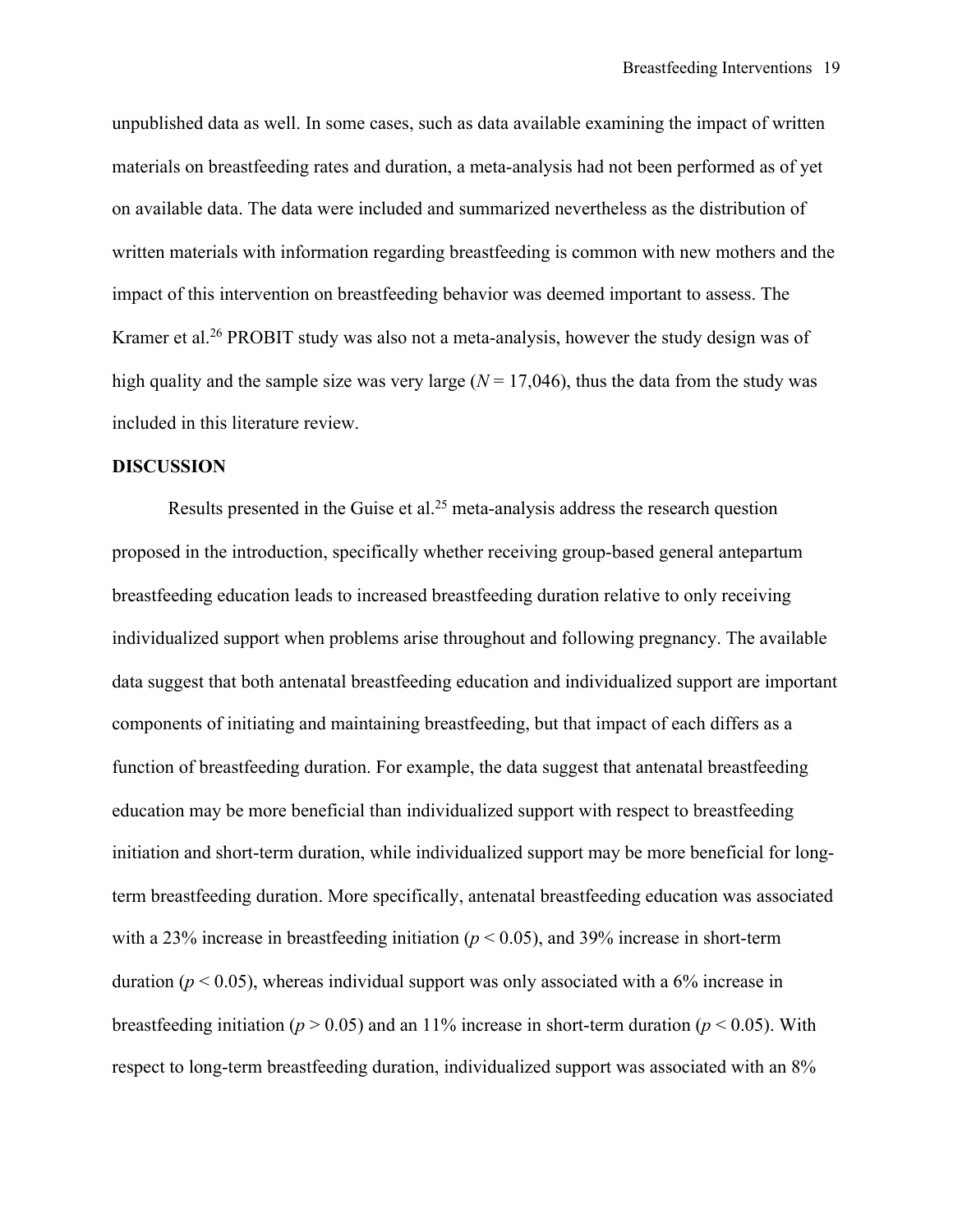unpublished data as well. In some cases, such as data available examining the impact of written materials on breastfeeding rates and duration, a meta-analysis had not been performed as of yet on available data. The data were included and summarized nevertheless as the distribution of written materials with information regarding breastfeeding is common with new mothers and the impact of this intervention on breastfeeding behavior was deemed important to assess. The Kramer et al.[26] PROBIT study was also not a meta-analysis, however the study design was of high quality and the sample size was very large ($N = 17{,}046$), thus the data from the study was included in this literature review.

## DISCUSSION

Results presented in the Guise et al.[25] meta-analysis address the research question proposed in the introduction, specifically whether receiving group-based general antepartum breastfeeding education leads to increased breastfeeding duration relative to only receiving individualized support when problems arise throughout and following pregnancy. The available data suggest that both antenatal breastfeeding education and individualized support are important components of initiating and maintaining breastfeeding, but that impact of each differs as a function of breastfeeding duration. For example, the data suggest that antenatal breastfeeding education may be more beneficial than individualized support with respect to breastfeeding initiation and short-term duration, while individualized support may be more beneficial for long-term breastfeeding duration. More specifically, antenatal breastfeeding education was associated with a 23% increase in breastfeeding initiation ($p < 0.05$), and 39% increase in short-term duration ($p < 0.05$), whereas individual support was only associated with a 6% increase in breastfeeding initiation ($p > 0.05$) and an 11% increase in short-term duration ($p < 0.05$). With respect to long-term breastfeeding duration, individualized support was associated with an 8%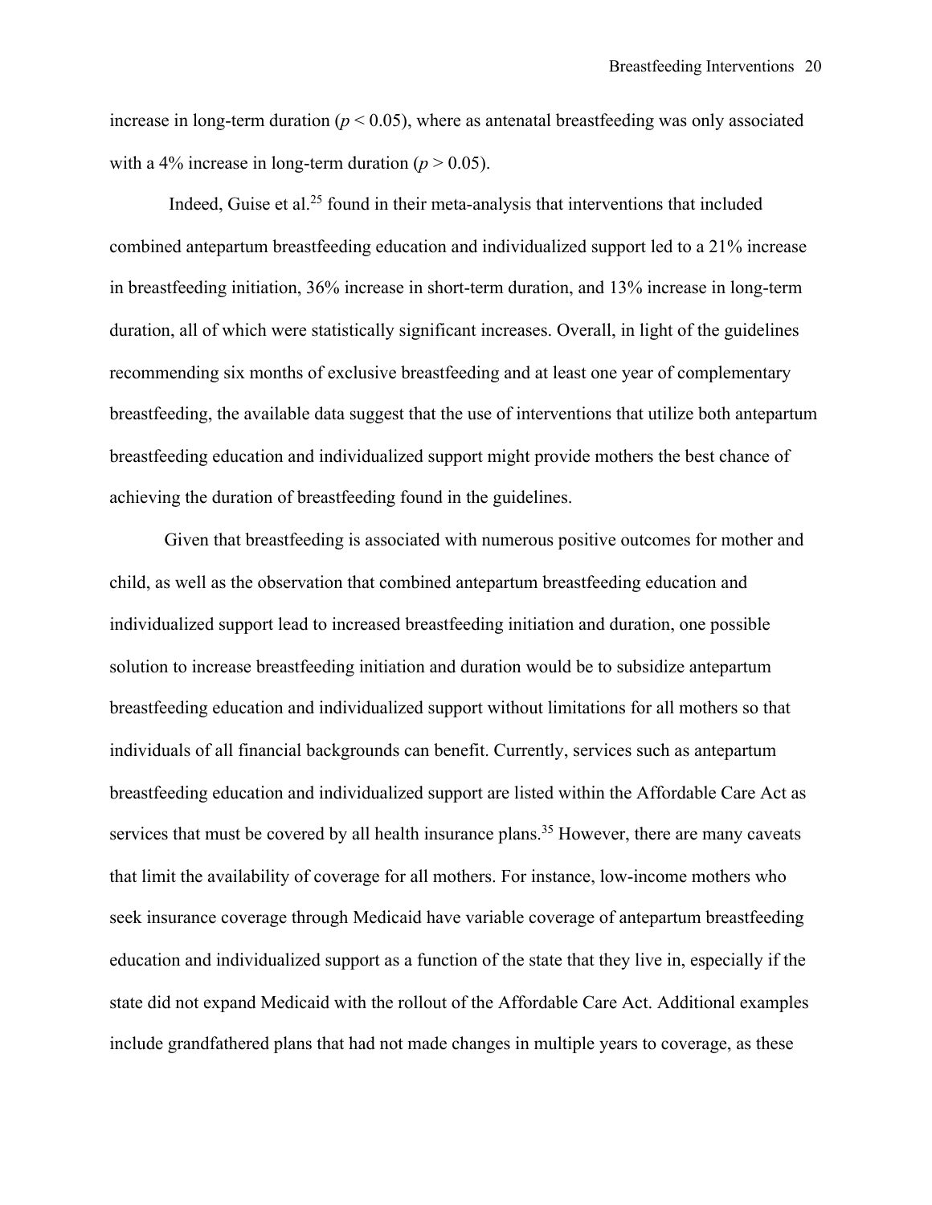increase in long-term duration ($p < 0.05$), where as antenatal breastfeeding was only associated with a 4% increase in long-term duration ($p > 0.05$).

Indeed, Guise et al.[25] found in their meta-analysis that interventions that included combined antepartum breastfeeding education and individualized support led to a 21% increase in breastfeeding initiation, 36% increase in short-term duration, and 13% increase in long-term duration, all of which were statistically significant increases. Overall, in light of the guidelines recommending six months of exclusive breastfeeding and at least one year of complementary breastfeeding, the available data suggest that the use of interventions that utilize both antepartum breastfeeding education and individualized support might provide mothers the best chance of achieving the duration of breastfeeding found in the guidelines.

Given that breastfeeding is associated with numerous positive outcomes for mother and child, as well as the observation that combined antepartum breastfeeding education and individualized support lead to increased breastfeeding initiation and duration, one possible solution to increase breastfeeding initiation and duration would be to subsidize antepartum breastfeeding education and individualized support without limitations for all mothers so that individuals of all financial backgrounds can benefit. Currently, services such as antepartum breastfeeding education and individualized support are listed within the Affordable Care Act as services that must be covered by all health insurance plans.[35] However, there are many caveats that limit the availability of coverage for all mothers. For instance, low-income mothers who seek insurance coverage through Medicaid have variable coverage of antepartum breastfeeding education and individualized support as a function of the state that they live in, especially if the state did not expand Medicaid with the rollout of the Affordable Care Act. Additional examples include grandfathered plans that had not made changes in multiple years to coverage, as these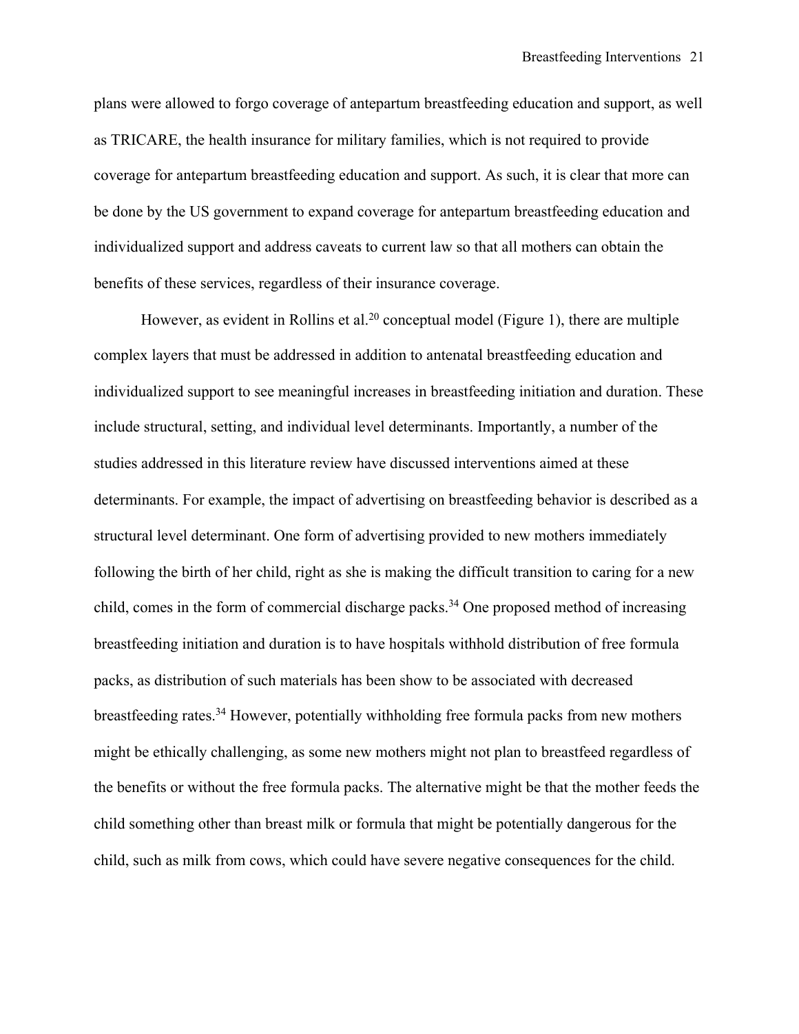plans were allowed to forgo coverage of antepartum breastfeeding education and support, as well as TRICARE, the health insurance for military families, which is not required to provide coverage for antepartum breastfeeding education and support. As such, it is clear that more can be done by the US government to expand coverage for antepartum breastfeeding education and individualized support and address caveats to current law so that all mothers can obtain the benefits of these services, regardless of their insurance coverage.

However, as evident in Rollins et al.[20] conceptual model (Figure 1), there are multiple complex layers that must be addressed in addition to antenatal breastfeeding education and individualized support to see meaningful increases in breastfeeding initiation and duration. These include structural, setting, and individual level determinants. Importantly, a number of the studies addressed in this literature review have discussed interventions aimed at these determinants. For example, the impact of advertising on breastfeeding behavior is described as a structural level determinant. One form of advertising provided to new mothers immediately following the birth of her child, right as she is making the difficult transition to caring for a new child, comes in the form of commercial discharge packs.[34] One proposed method of increasing breastfeeding initiation and duration is to have hospitals withhold distribution of free formula packs, as distribution of such materials has been show to be associated with decreased breastfeeding rates.[34] However, potentially withholding free formula packs from new mothers might be ethically challenging, as some new mothers might not plan to breastfeed regardless of the benefits or without the free formula packs. The alternative might be that the mother feeds the child something other than breast milk or formula that might be potentially dangerous for the child, such as milk from cows, which could have severe negative consequences for the child.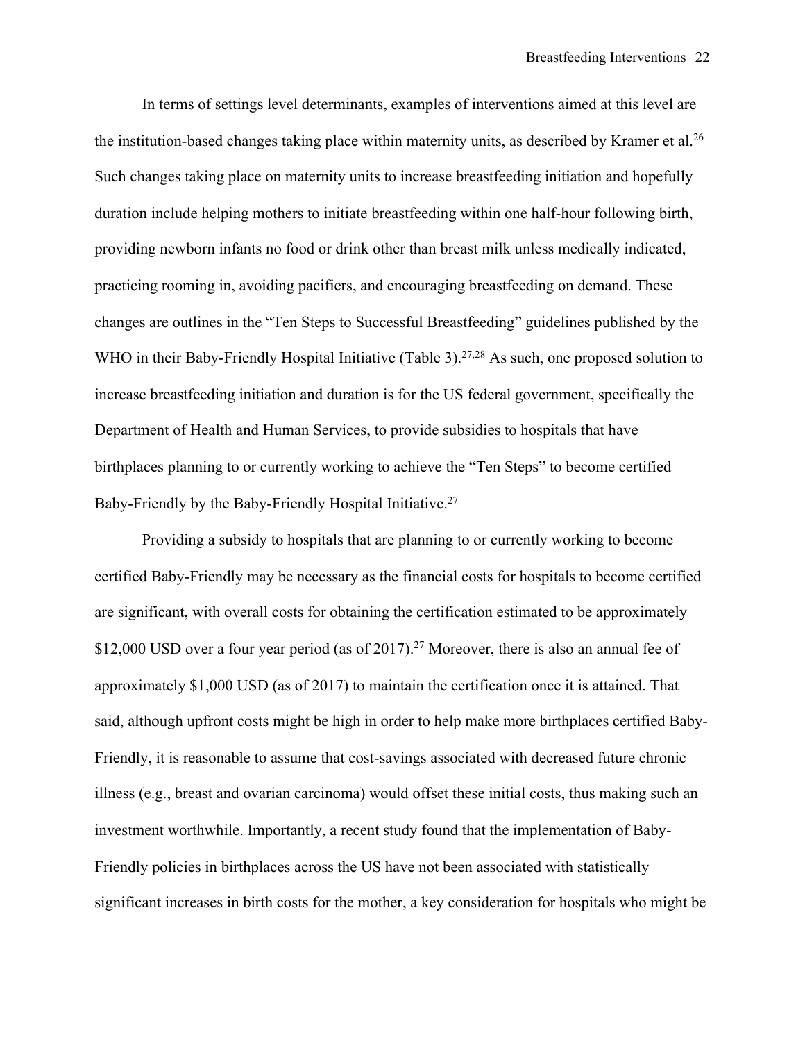In terms of settings level determinants, examples of interventions aimed at this level are the institution-based changes taking place within maternity units, as described by Kramer et al.[26] Such changes taking place on maternity units to increase breastfeeding initiation and hopefully duration include helping mothers to initiate breastfeeding within one half-hour following birth, providing newborn infants no food or drink other than breast milk unless medically indicated, practicing rooming in, avoiding pacifiers, and encouraging breastfeeding on demand. These changes are outlines in the "Ten Steps to Successful Breastfeeding" guidelines published by the WHO in their Baby-Friendly Hospital Initiative (Table 3).[27,28] As such, one proposed solution to increase breastfeeding initiation and duration is for the US federal government, specifically the Department of Health and Human Services, to provide subsidies to hospitals that have birthplaces planning to or currently working to achieve the "Ten Steps" to become certified Baby-Friendly by the Baby-Friendly Hospital Initiative.[27]

Providing a subsidy to hospitals that are planning to or currently working to become certified Baby-Friendly may be necessary as the financial costs for hospitals to become certified are significant, with overall costs for obtaining the certification estimated to be approximately \$12,000 USD over a four year period (as of 2017).[27] Moreover, there is also an annual fee of approximately \$1,000 USD (as of 2017) to maintain the certification once it is attained. That said, although upfront costs might be high in order to help make more birthplaces certified Baby-Friendly, it is reasonable to assume that cost-savings associated with decreased future chronic illness (e.g., breast and ovarian carcinoma) would offset these initial costs, thus making such an investment worthwhile. Importantly, a recent study found that the implementation of Baby-Friendly policies in birthplaces across the US have not been associated with statistically significant increases in birth costs for the mother, a key consideration for hospitals who might be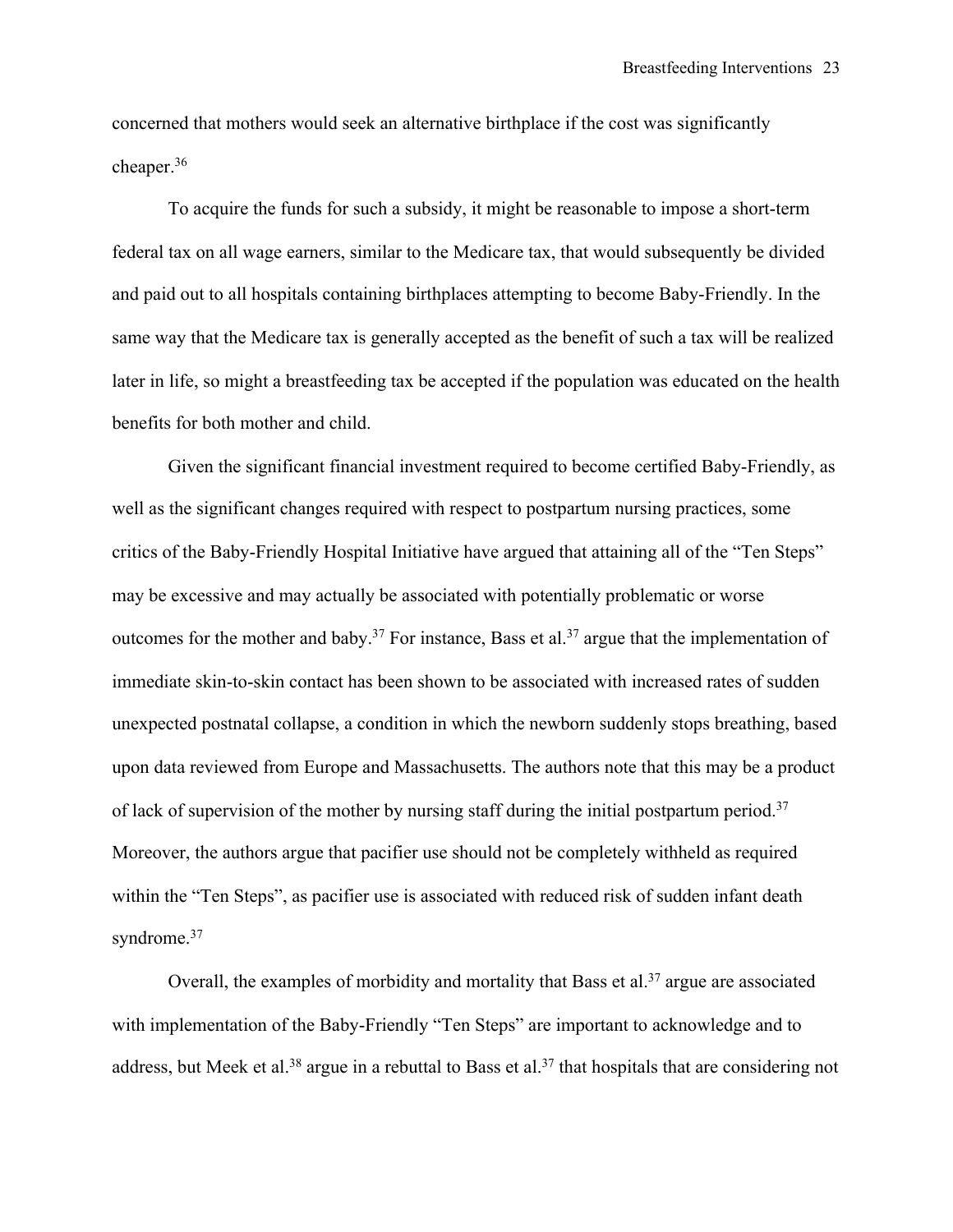concerned that mothers would seek an alternative birthplace if the cost was significantly cheaper.[36]

To acquire the funds for such a subsidy, it might be reasonable to impose a short-term federal tax on all wage earners, similar to the Medicare tax, that would subsequently be divided and paid out to all hospitals containing birthplaces attempting to become Baby-Friendly. In the same way that the Medicare tax is generally accepted as the benefit of such a tax will be realized later in life, so might a breastfeeding tax be accepted if the population was educated on the health benefits for both mother and child.

Given the significant financial investment required to become certified Baby-Friendly, as well as the significant changes required with respect to postpartum nursing practices, some critics of the Baby-Friendly Hospital Initiative have argued that attaining all of the "Ten Steps" may be excessive and may actually be associated with potentially problematic or worse outcomes for the mother and baby.[37] For instance, Bass et al.[37] argue that the implementation of immediate skin-to-skin contact has been shown to be associated with increased rates of sudden unexpected postnatal collapse, a condition in which the newborn suddenly stops breathing, based upon data reviewed from Europe and Massachusetts. The authors note that this may be a product of lack of supervision of the mother by nursing staff during the initial postpartum period.[37] Moreover, the authors argue that pacifier use should not be completely withheld as required within the "Ten Steps", as pacifier use is associated with reduced risk of sudden infant death syndrome.[37]

Overall, the examples of morbidity and mortality that Bass et al.[37] argue are associated with implementation of the Baby-Friendly "Ten Steps" are important to acknowledge and to address, but Meek et al.[38] argue in a rebuttal to Bass et al.[37] that hospitals that are considering not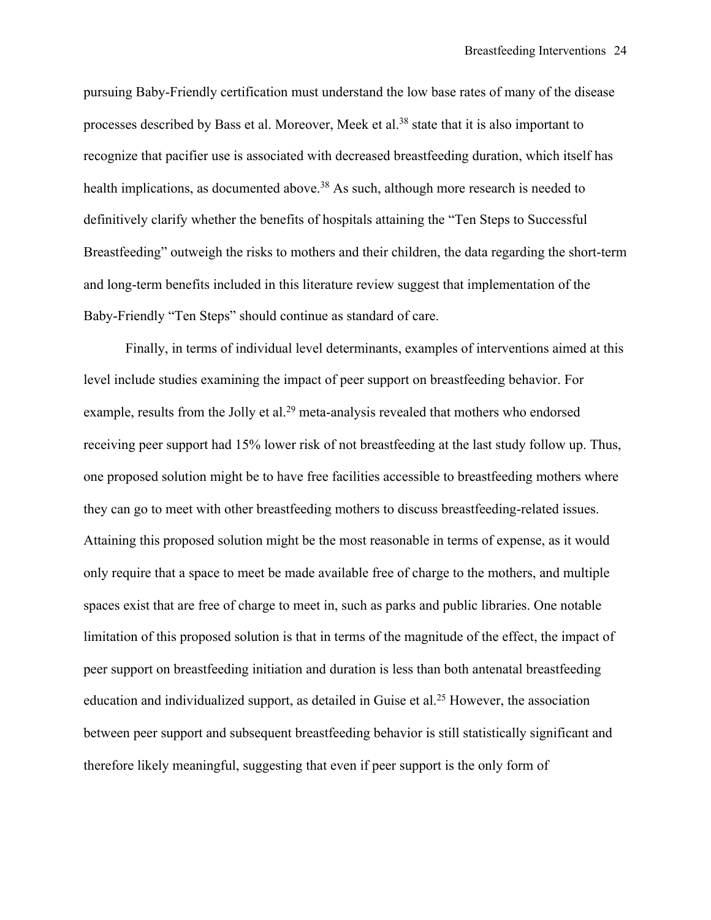pursuing Baby-Friendly certification must understand the low base rates of many of the disease processes described by Bass et al. Moreover, Meek et al.[38] state that it is also important to recognize that pacifier use is associated with decreased breastfeeding duration, which itself has health implications, as documented above.[38] As such, although more research is needed to definitively clarify whether the benefits of hospitals attaining the "Ten Steps to Successful Breastfeeding" outweigh the risks to mothers and their children, the data regarding the short-term and long-term benefits included in this literature review suggest that implementation of the Baby-Friendly "Ten Steps" should continue as standard of care.

Finally, in terms of individual level determinants, examples of interventions aimed at this level include studies examining the impact of peer support on breastfeeding behavior. For example, results from the Jolly et al.[29] meta-analysis revealed that mothers who endorsed receiving peer support had 15% lower risk of not breastfeeding at the last study follow up. Thus, one proposed solution might be to have free facilities accessible to breastfeeding mothers where they can go to meet with other breastfeeding mothers to discuss breastfeeding-related issues. Attaining this proposed solution might be the most reasonable in terms of expense, as it would only require that a space to meet be made available free of charge to the mothers, and multiple spaces exist that are free of charge to meet in, such as parks and public libraries. One notable limitation of this proposed solution is that in terms of the magnitude of the effect, the impact of peer support on breastfeeding initiation and duration is less than both antenatal breastfeeding education and individualized support, as detailed in Guise et al.[25] However, the association between peer support and subsequent breastfeeding behavior is still statistically significant and therefore likely meaningful, suggesting that even if peer support is the only form of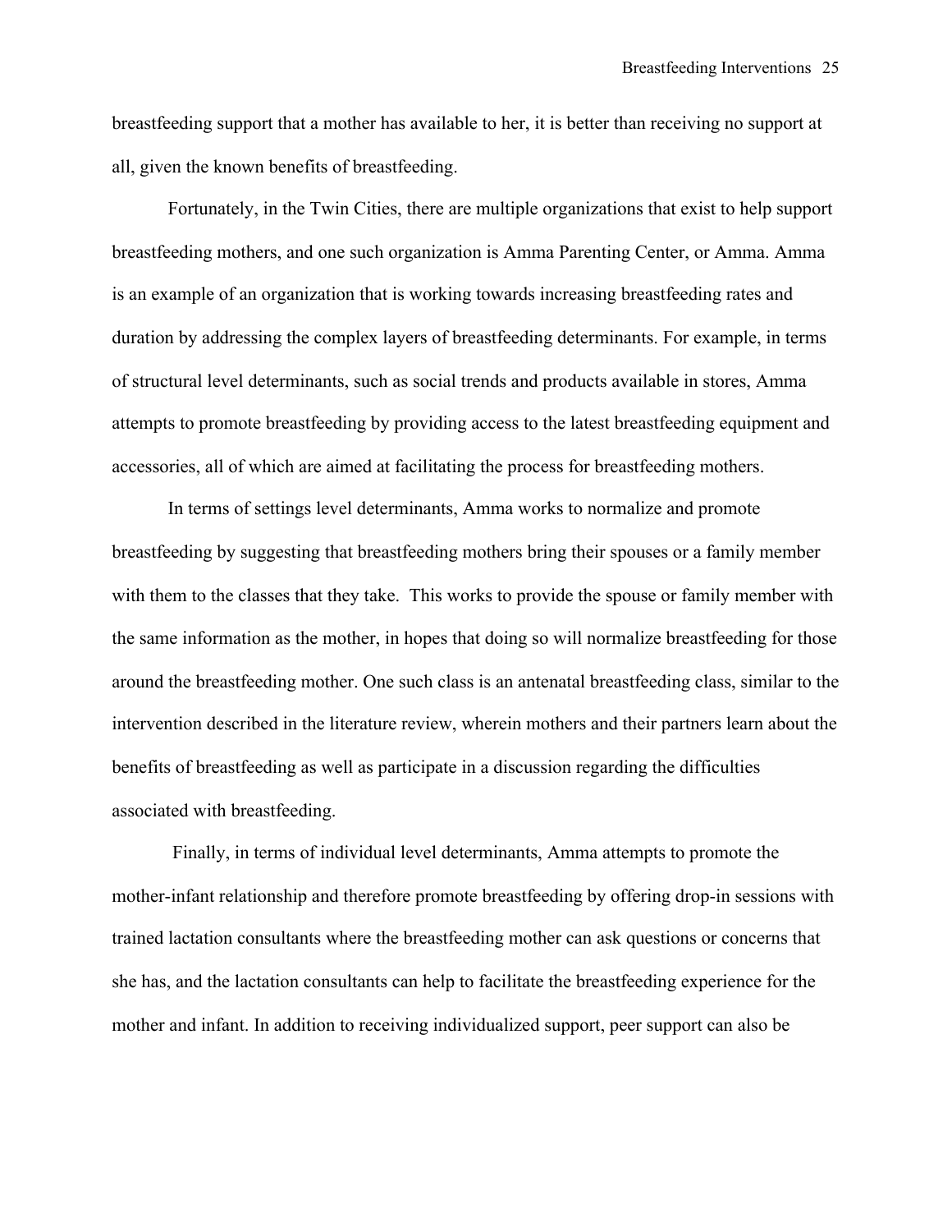breastfeeding support that a mother has available to her, it is better than receiving no support at all, given the known benefits of breastfeeding.

Fortunately, in the Twin Cities, there are multiple organizations that exist to help support breastfeeding mothers, and one such organization is Amma Parenting Center, or Amma. Amma is an example of an organization that is working towards increasing breastfeeding rates and duration by addressing the complex layers of breastfeeding determinants. For example, in terms of structural level determinants, such as social trends and products available in stores, Amma attempts to promote breastfeeding by providing access to the latest breastfeeding equipment and accessories, all of which are aimed at facilitating the process for breastfeeding mothers.

In terms of settings level determinants, Amma works to normalize and promote breastfeeding by suggesting that breastfeeding mothers bring their spouses or a family member with them to the classes that they take. This works to provide the spouse or family member with the same information as the mother, in hopes that doing so will normalize breastfeeding for those around the breastfeeding mother. One such class is an antenatal breastfeeding class, similar to the intervention described in the literature review, wherein mothers and their partners learn about the benefits of breastfeeding as well as participate in a discussion regarding the difficulties associated with breastfeeding.

Finally, in terms of individual level determinants, Amma attempts to promote the mother-infant relationship and therefore promote breastfeeding by offering drop-in sessions with trained lactation consultants where the breastfeeding mother can ask questions or concerns that she has, and the lactation consultants can help to facilitate the breastfeeding experience for the mother and infant. In addition to receiving individualized support, peer support can also be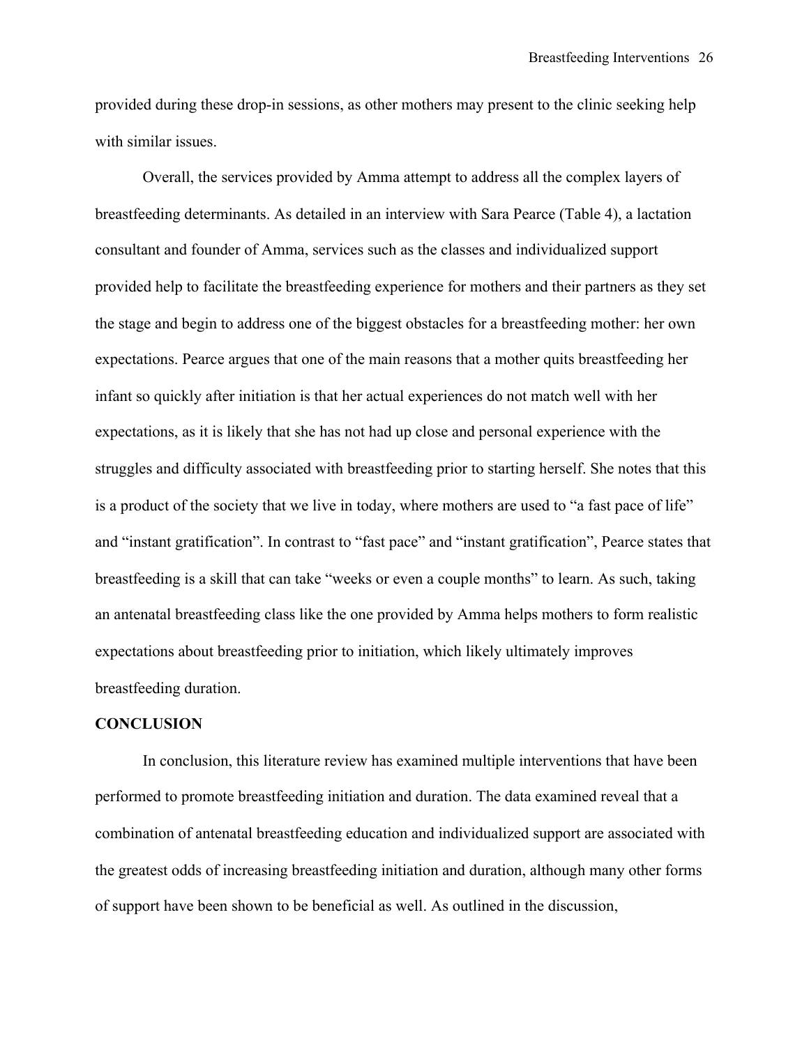provided during these drop-in sessions, as other mothers may present to the clinic seeking help with similar issues.

Overall, the services provided by Amma attempt to address all the complex layers of breastfeeding determinants. As detailed in an interview with Sara Pearce (Table 4), a lactation consultant and founder of Amma, services such as the classes and individualized support provided help to facilitate the breastfeeding experience for mothers and their partners as they set the stage and begin to address one of the biggest obstacles for a breastfeeding mother: her own expectations. Pearce argues that one of the main reasons that a mother quits breastfeeding her infant so quickly after initiation is that her actual experiences do not match well with her expectations, as it is likely that she has not had up close and personal experience with the struggles and difficulty associated with breastfeeding prior to starting herself. She notes that this is a product of the society that we live in today, where mothers are used to "a fast pace of life" and "instant gratification". In contrast to "fast pace" and "instant gratification", Pearce states that breastfeeding is a skill that can take "weeks or even a couple months" to learn. As such, taking an antenatal breastfeeding class like the one provided by Amma helps mothers to form realistic expectations about breastfeeding prior to initiation, which likely ultimately improves breastfeeding duration.

## CONCLUSION

In conclusion, this literature review has examined multiple interventions that have been performed to promote breastfeeding initiation and duration. The data examined reveal that a combination of antenatal breastfeeding education and individualized support are associated with the greatest odds of increasing breastfeeding initiation and duration, although many other forms of support have been shown to be beneficial as well. As outlined in the discussion,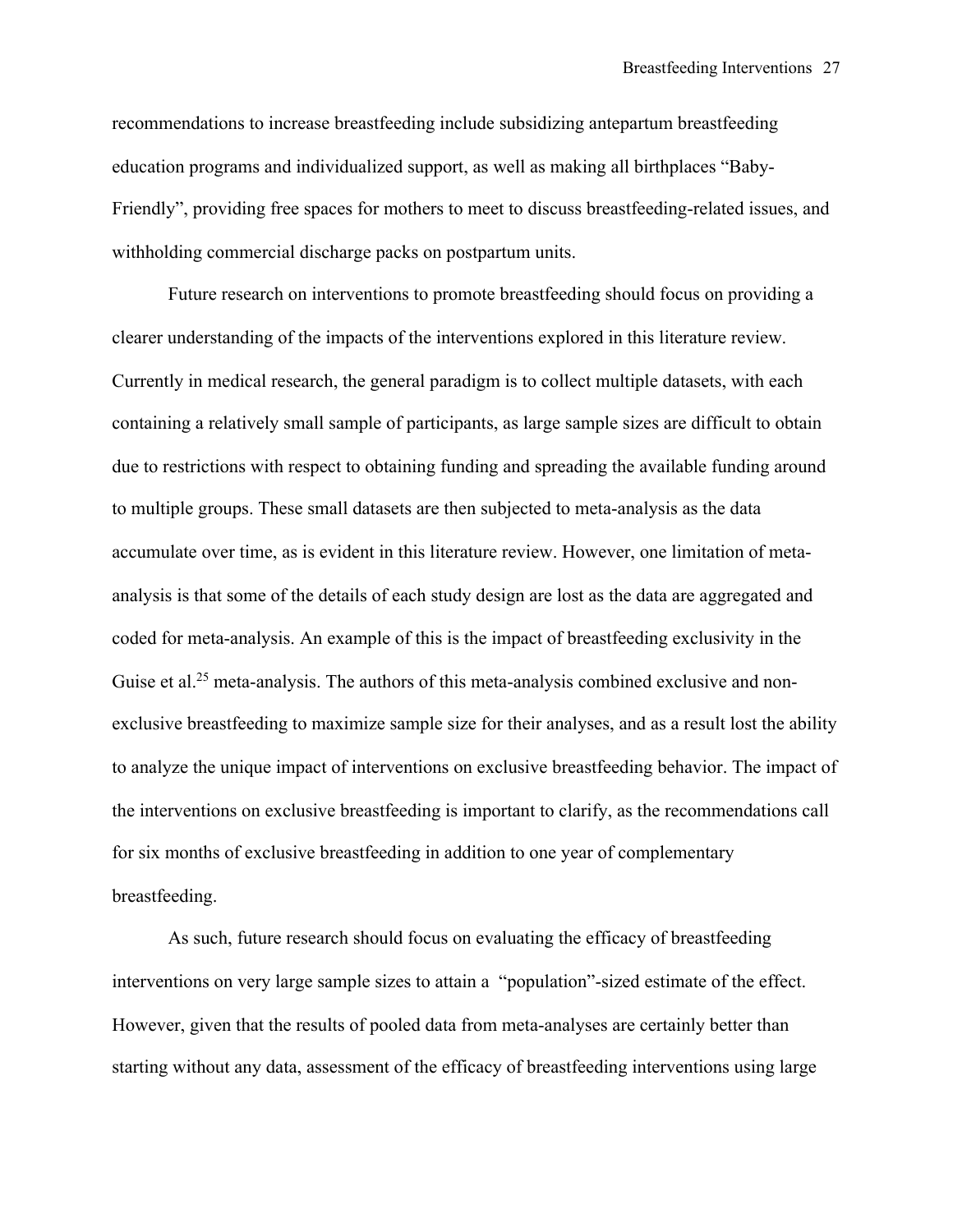recommendations to increase breastfeeding include subsidizing antepartum breastfeeding education programs and individualized support, as well as making all birthplaces "Baby-Friendly", providing free spaces for mothers to meet to discuss breastfeeding-related issues, and withholding commercial discharge packs on postpartum units.

Future research on interventions to promote breastfeeding should focus on providing a clearer understanding of the impacts of the interventions explored in this literature review. Currently in medical research, the general paradigm is to collect multiple datasets, with each containing a relatively small sample of participants, as large sample sizes are difficult to obtain due to restrictions with respect to obtaining funding and spreading the available funding around to multiple groups. These small datasets are then subjected to meta-analysis as the data accumulate over time, as is evident in this literature review. However, one limitation of meta-analysis is that some of the details of each study design are lost as the data are aggregated and coded for meta-analysis. An example of this is the impact of breastfeeding exclusivity in the Guise et al.[25] meta-analysis. The authors of this meta-analysis combined exclusive and non-exclusive breastfeeding to maximize sample size for their analyses, and as a result lost the ability to analyze the unique impact of interventions on exclusive breastfeeding behavior. The impact of the interventions on exclusive breastfeeding is important to clarify, as the recommendations call for six months of exclusive breastfeeding in addition to one year of complementary breastfeeding.

As such, future research should focus on evaluating the efficacy of breastfeeding interventions on very large sample sizes to attain a "population"-sized estimate of the effect. However, given that the results of pooled data from meta-analyses are certainly better than starting without any data, assessment of the efficacy of breastfeeding interventions using large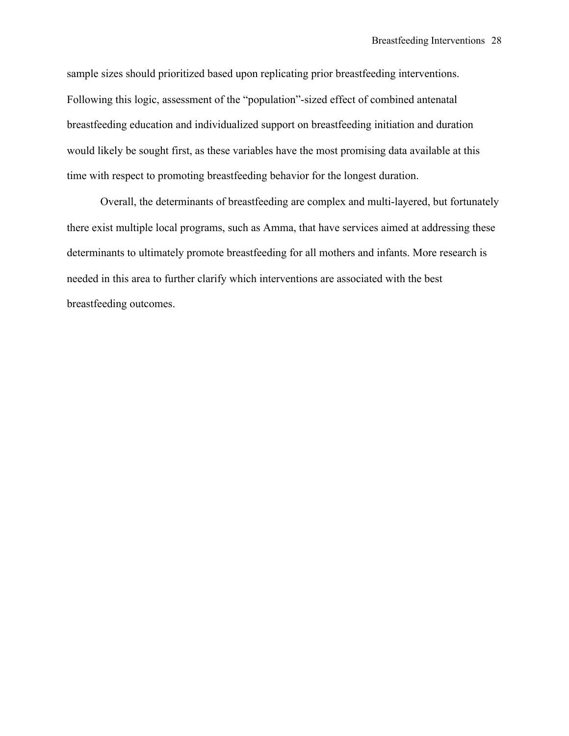sample sizes should prioritized based upon replicating prior breastfeeding interventions. Following this logic, assessment of the "population"-sized effect of combined antenatal breastfeeding education and individualized support on breastfeeding initiation and duration would likely be sought first, as these variables have the most promising data available at this time with respect to promoting breastfeeding behavior for the longest duration.

Overall, the determinants of breastfeeding are complex and multi-layered, but fortunately there exist multiple local programs, such as Amma, that have services aimed at addressing these determinants to ultimately promote breastfeeding for all mothers and infants. More research is needed in this area to further clarify which interventions are associated with the best breastfeeding outcomes.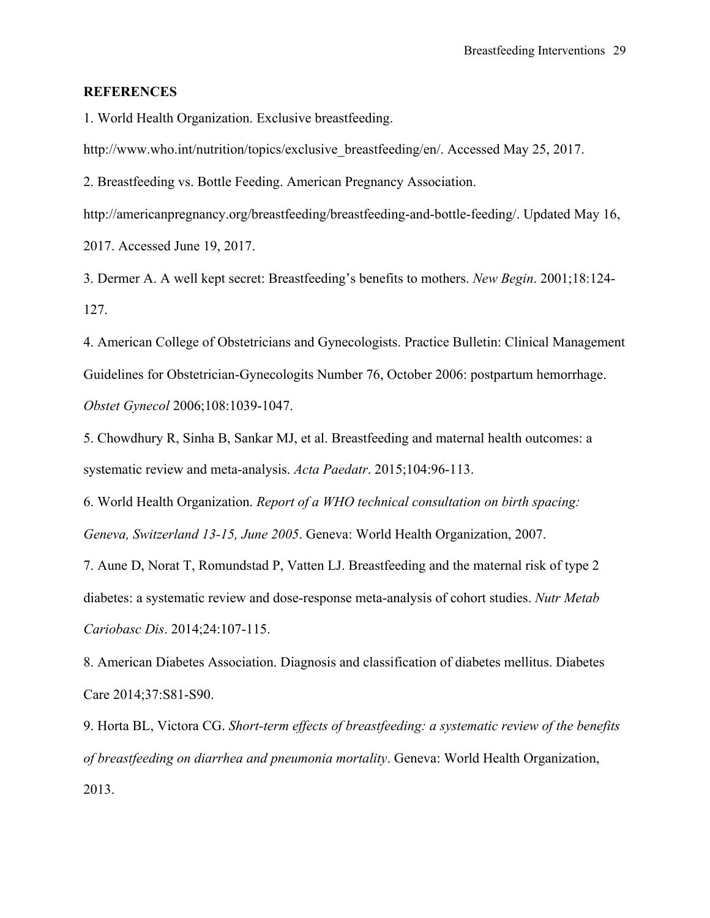**REFERENCES**

1. World Health Organization. Exclusive breastfeeding. http://www.who.int/nutrition/topics/exclusive_breastfeeding/en/. Accessed May 25, 2017.

2. Breastfeeding vs. Bottle Feeding. American Pregnancy Association. http://americanpregnancy.org/breastfeeding/breastfeeding-and-bottle-feeding/. Updated May 16, 2017. Accessed June 19, 2017.

3. Dermer A. A well kept secret: Breastfeeding's benefits to mothers. *New Begin*. 2001;18:124-127.

4. American College of Obstetricians and Gynecologists. Practice Bulletin: Clinical Management Guidelines for Obstetrician-Gynecologits Number 76, October 2006: postpartum hemorrhage. *Obstet Gynecol* 2006;108:1039-1047.

5. Chowdhury R, Sinha B, Sankar MJ, et al. Breastfeeding and maternal health outcomes: a systematic review and meta-analysis. *Acta Paedatr*. 2015;104:96-113.

6. World Health Organization. *Report of a WHO technical consultation on birth spacing: Geneva, Switzerland 13-15, June 2005*. Geneva: World Health Organization, 2007.

7. Aune D, Norat T, Romundstad P, Vatten LJ. Breastfeeding and the maternal risk of type 2 diabetes: a systematic review and dose-response meta-analysis of cohort studies. *Nutr Metab Cariobasc Dis*. 2014;24:107-115.

8. American Diabetes Association. Diagnosis and classification of diabetes mellitus. Diabetes Care 2014;37:S81-S90.

9. Horta BL, Victora CG. *Short-term effects of breastfeeding: a systematic review of the benefits of breastfeeding on diarrhea and pneumonia mortality*. Geneva: World Health Organization, 2013.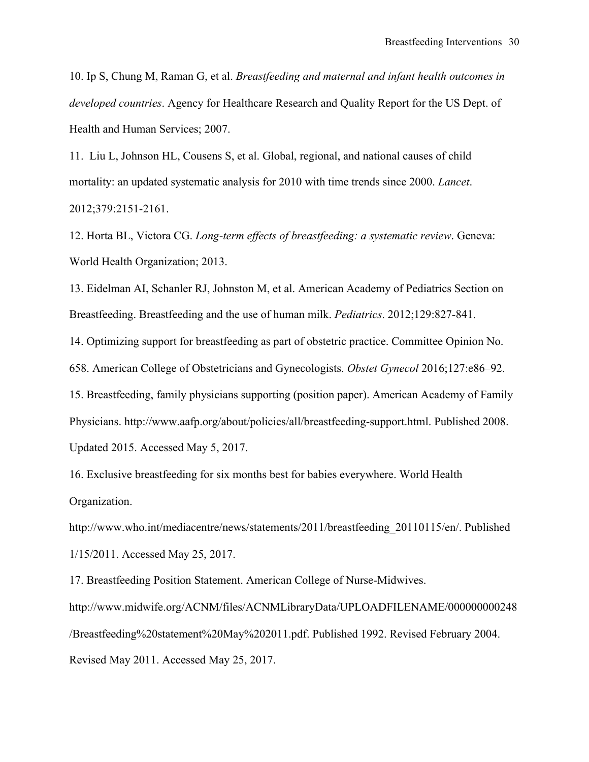10. Ip S, Chung M, Raman G, et al. *Breastfeeding and maternal and infant health outcomes in developed countries*. Agency for Healthcare Research and Quality Report for the US Dept. of Health and Human Services; 2007.

11. Liu L, Johnson HL, Cousens S, et al. Global, regional, and national causes of child mortality: an updated systematic analysis for 2010 with time trends since 2000. *Lancet*. 2012;379:2151-2161.

12. Horta BL, Victora CG. *Long-term effects of breastfeeding: a systematic review*. Geneva: World Health Organization; 2013.

13. Eidelman AI, Schanler RJ, Johnston M, et al. American Academy of Pediatrics Section on Breastfeeding. Breastfeeding and the use of human milk. *Pediatrics*. 2012;129:827-841.

14. Optimizing support for breastfeeding as part of obstetric practice. Committee Opinion No. 658. American College of Obstetricians and Gynecologists. *Obstet Gynecol* 2016;127:e86–92.

15. Breastfeeding, family physicians supporting (position paper). American Academy of Family Physicians. http://www.aafp.org/about/policies/all/breastfeeding-support.html. Published 2008. Updated 2015. Accessed May 5, 2017.

16. Exclusive breastfeeding for six months best for babies everywhere. World Health Organization. http://www.who.int/mediacentre/news/statements/2011/breastfeeding_20110115/en/. Published 1/15/2011. Accessed May 25, 2017.

17. Breastfeeding Position Statement. American College of Nurse-Midwives. http://www.midwife.org/ACNM/files/ACNMLibraryData/UPLOADFILENAME/000000000248/Breastfeeding%20statement%20May%202011.pdf. Published 1992. Revised February 2004. Revised May 2011. Accessed May 25, 2017.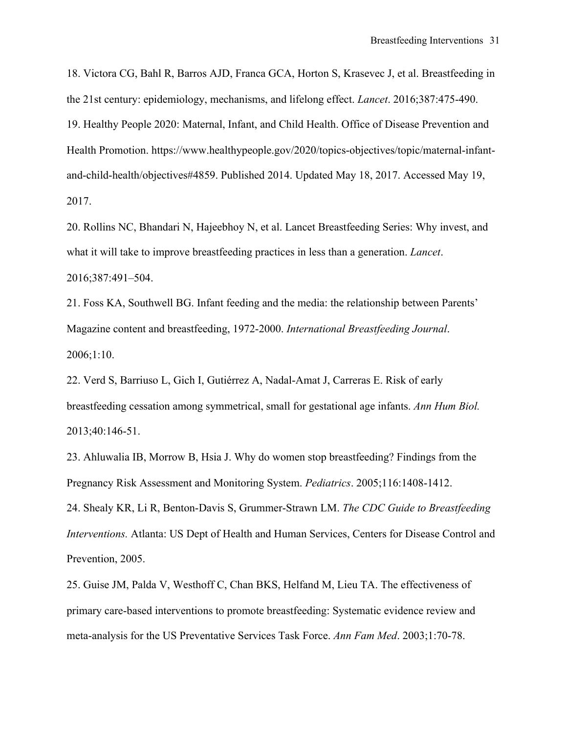18. Victora CG, Bahl R, Barros AJD, Franca GCA, Horton S, Krasevec J, et al. Breastfeeding in the 21st century: epidemiology, mechanisms, and lifelong effect. *Lancet*. 2016;387:475-490.

19. Healthy People 2020: Maternal, Infant, and Child Health. Office of Disease Prevention and Health Promotion. https://www.healthypeople.gov/2020/topics-objectives/topic/maternal-infant-and-child-health/objectives#4859. Published 2014. Updated May 18, 2017. Accessed May 19, 2017.

20. Rollins NC, Bhandari N, Hajeebhoy N, et al. Lancet Breastfeeding Series: Why invest, and what it will take to improve breastfeeding practices in less than a generation. *Lancet*. 2016;387:491–504.

21. Foss KA, Southwell BG. Infant feeding and the media: the relationship between Parents' Magazine content and breastfeeding, 1972-2000. *International Breastfeeding Journal*. 2006;1:10.

22. Verd S, Barriuso L, Gich I, Gutiérrez A, Nadal-Amat J, Carreras E. Risk of early breastfeeding cessation among symmetrical, small for gestational age infants. *Ann Hum Biol.* 2013;40:146-51.

23. Ahluwalia IB, Morrow B, Hsia J. Why do women stop breastfeeding? Findings from the Pregnancy Risk Assessment and Monitoring System. *Pediatrics*. 2005;116:1408-1412.

24. Shealy KR, Li R, Benton-Davis S, Grummer-Strawn LM. *The CDC Guide to Breastfeeding Interventions.* Atlanta: US Dept of Health and Human Services, Centers for Disease Control and Prevention, 2005.

25. Guise JM, Palda V, Westhoff C, Chan BKS, Helfand M, Lieu TA. The effectiveness of primary care-based interventions to promote breastfeeding: Systematic evidence review and meta-analysis for the US Preventative Services Task Force. *Ann Fam Med*. 2003;1:70-78.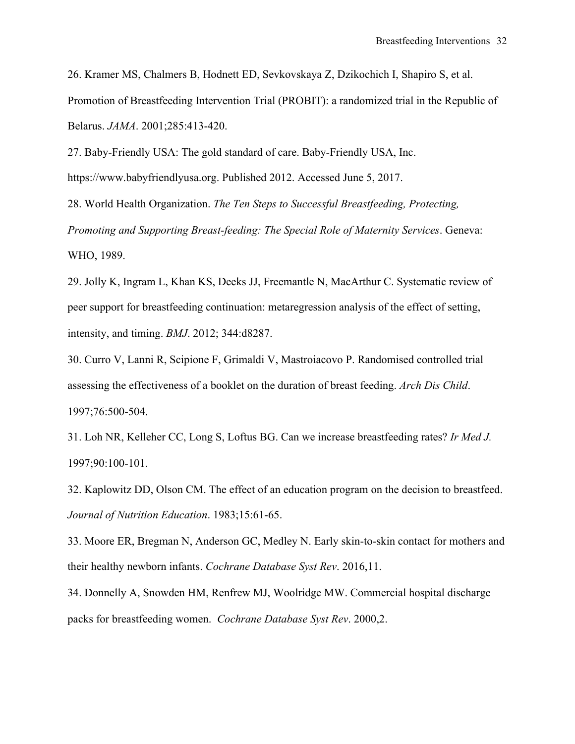26. Kramer MS, Chalmers B, Hodnett ED, Sevkovskaya Z, Dzikochich I, Shapiro S, et al. Promotion of Breastfeeding Intervention Trial (PROBIT): a randomized trial in the Republic of Belarus. *JAMA*. 2001;285:413-420.

27. Baby-Friendly USA: The gold standard of care. Baby-Friendly USA, Inc. https://www.babyfriendlyusa.org. Published 2012. Accessed June 5, 2017.

28. World Health Organization. *The Ten Steps to Successful Breastfeeding, Protecting, Promoting and Supporting Breast-feeding: The Special Role of Maternity Services*. Geneva: WHO, 1989.

29. Jolly K, Ingram L, Khan KS, Deeks JJ, Freemantle N, MacArthur C. Systematic review of peer support for breastfeeding continuation: metaregression analysis of the effect of setting, intensity, and timing. *BMJ*. 2012; 344:d8287.

30. Curro V, Lanni R, Scipione F, Grimaldi V, Mastroiacovo P. Randomised controlled trial assessing the effectiveness of a booklet on the duration of breast feeding. *Arch Dis Child*. 1997;76:500-504.

31. Loh NR, Kelleher CC, Long S, Loftus BG. Can we increase breastfeeding rates? *Ir Med J.* 1997;90:100-101.

32. Kaplowitz DD, Olson CM. The effect of an education program on the decision to breastfeed. *Journal of Nutrition Education*. 1983;15:61-65.

33. Moore ER, Bregman N, Anderson GC, Medley N. Early skin-to-skin contact for mothers and their healthy newborn infants. *Cochrane Database Syst Rev*. 2016,11.

34. Donnelly A, Snowden HM, Renfrew MJ, Woolridge MW. Commercial hospital discharge packs for breastfeeding women. *Cochrane Database Syst Rev*. 2000,2.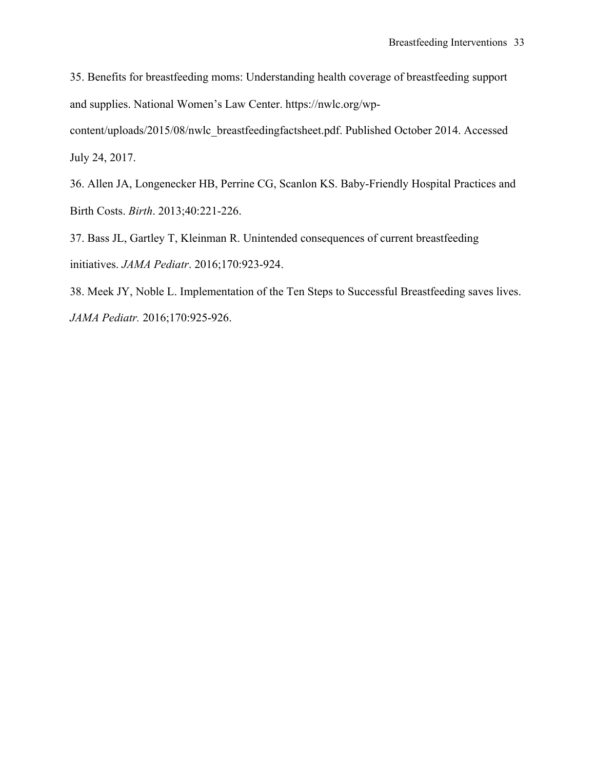35. Benefits for breastfeeding moms: Understanding health coverage of breastfeeding support and supplies. National Women's Law Center. https://nwlc.org/wp-content/uploads/2015/08/nwlc_breastfeedingfactsheet.pdf. Published October 2014. Accessed July 24, 2017.

36. Allen JA, Longenecker HB, Perrine CG, Scanlon KS. Baby-Friendly Hospital Practices and Birth Costs. *Birth*. 2013;40:221-226.

37. Bass JL, Gartley T, Kleinman R. Unintended consequences of current breastfeeding initiatives. *JAMA Pediatr*. 2016;170:923-924.

38. Meek JY, Noble L. Implementation of the Ten Steps to Successful Breastfeeding saves lives. *JAMA Pediatr.* 2016;170:925-926.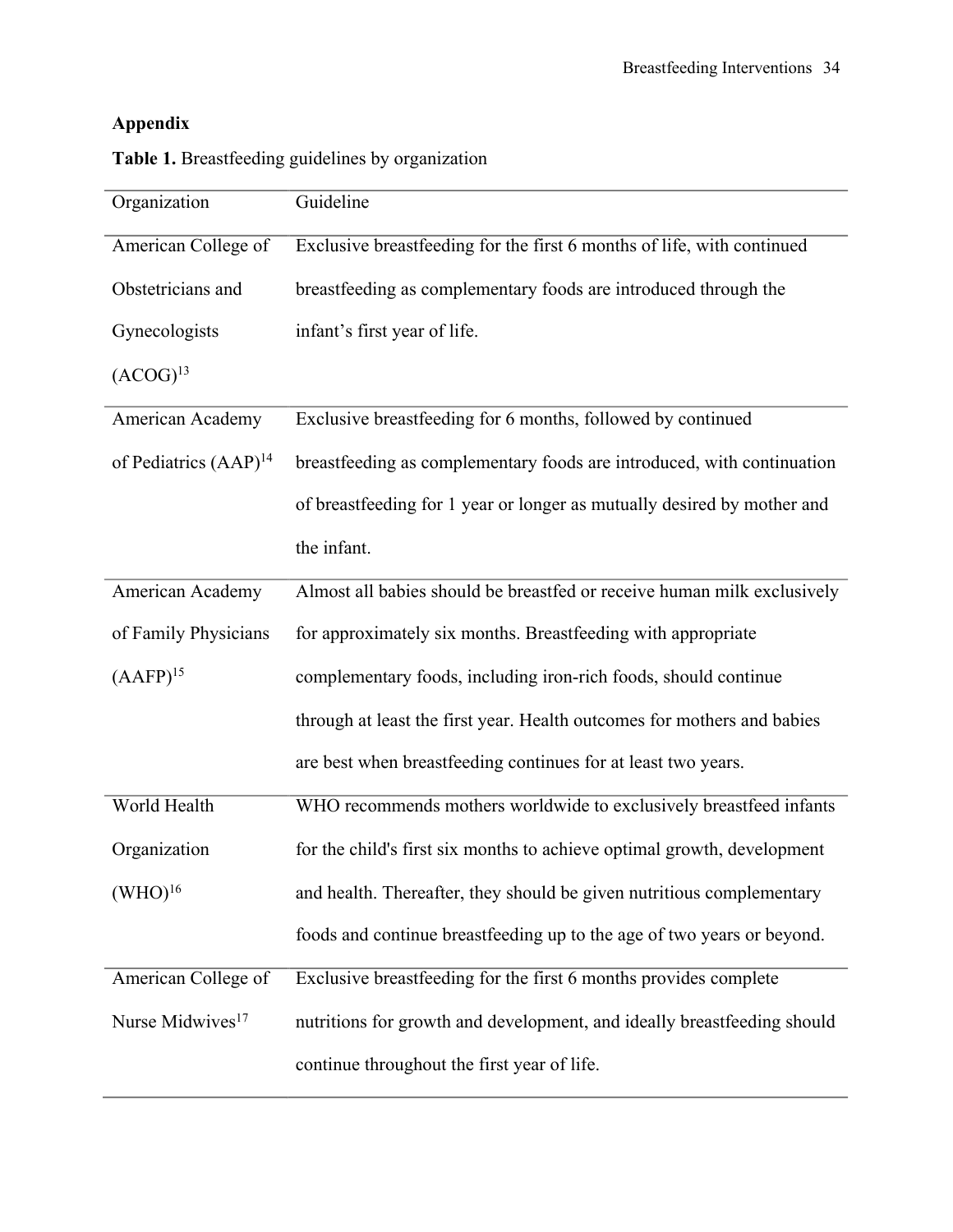## Appendix

**Table 1.** Breastfeeding guidelines by organization

| Organization | Guideline |
| --- | --- |
| American College of Obstetricians and Gynecologists (ACOG)[13] | Exclusive breastfeeding for the first 6 months of life, with continued breastfeeding as complementary foods are introduced through the infant's first year of life. |
| American Academy of Pediatrics (AAP)[14] | Exclusive breastfeeding for 6 months, followed by continued breastfeeding as complementary foods are introduced, with continuation of breastfeeding for 1 year or longer as mutually desired by mother and the infant. |
| American Academy of Family Physicians (AAFP)[15] | Almost all babies should be breastfed or receive human milk exclusively for approximately six months. Breastfeeding with appropriate complementary foods, including iron-rich foods, should continue through at least the first year. Health outcomes for mothers and babies are best when breastfeeding continues for at least two years. |
| World Health Organization (WHO)[16] | WHO recommends mothers worldwide to exclusively breastfeed infants for the child's first six months to achieve optimal growth, development and health. Thereafter, they should be given nutritious complementary foods and continue breastfeeding up to the age of two years or beyond. |
| American College of Nurse Midwives[17] | Exclusive breastfeeding for the first 6 months provides complete nutritions for growth and development, and ideally breastfeeding should continue throughout the first year of life. |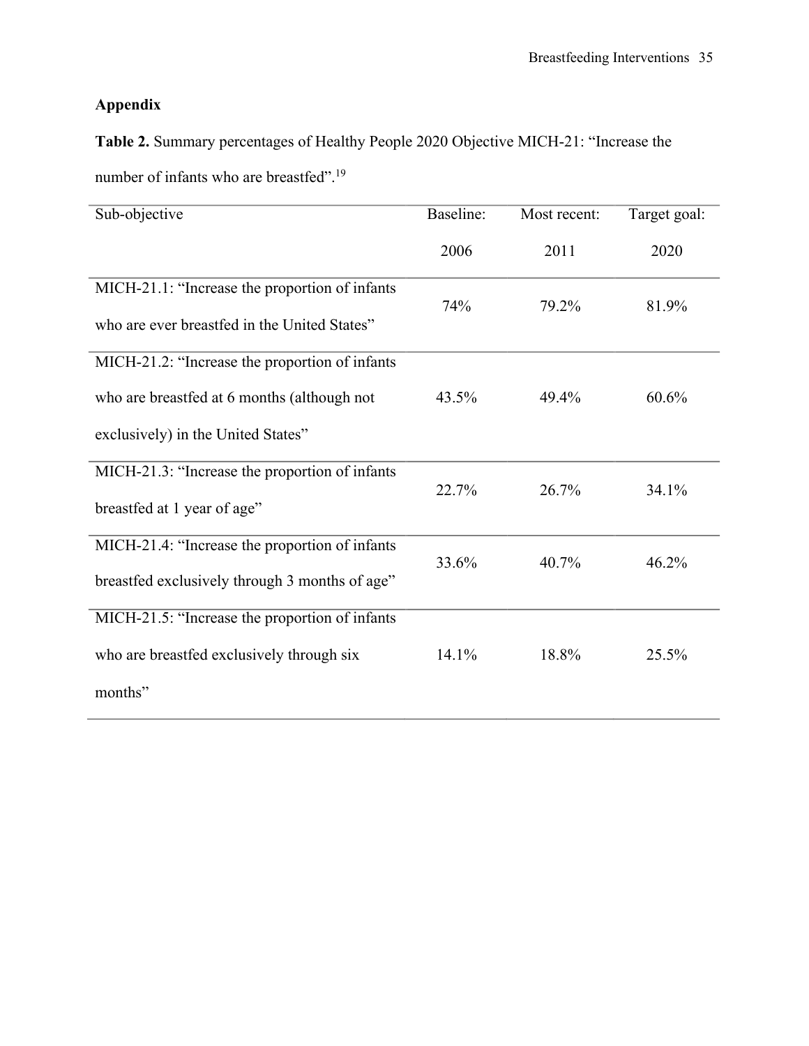## Appendix

**Table 2.** Summary percentages of Healthy People 2020 Objective MICH-21: "Increase the number of infants who are breastfed".[19]

| Sub-objective | Baseline: 2006 | Most recent: 2011 | Target goal: 2020 |
|---|---|---|---|
| MICH-21.1: "Increase the proportion of infants who are ever breastfed in the United States" | 74% | 79.2% | 81.9% |
| MICH-21.2: "Increase the proportion of infants who are breastfed at 6 months (although not exclusively) in the United States" | 43.5% | 49.4% | 60.6% |
| MICH-21.3: "Increase the proportion of infants breastfed at 1 year of age" | 22.7% | 26.7% | 34.1% |
| MICH-21.4: "Increase the proportion of infants breastfed exclusively through 3 months of age" | 33.6% | 40.7% | 46.2% |
| MICH-21.5: "Increase the proportion of infants who are breastfed exclusively through six months" | 14.1% | 18.8% | 25.5% |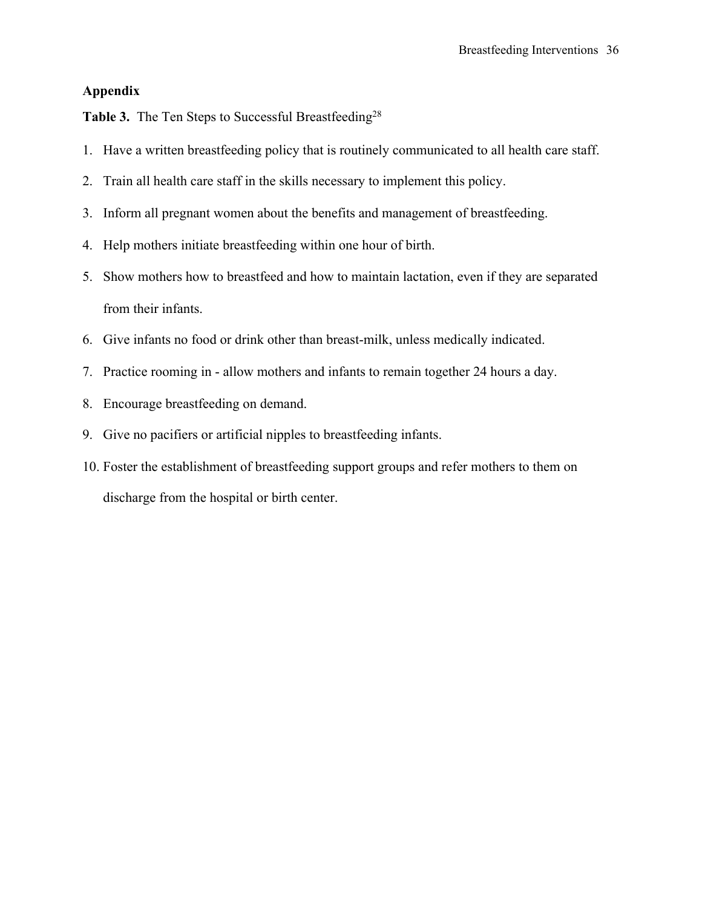## Appendix

**Table 3.** The Ten Steps to Successful Breastfeeding[28]

1. Have a written breastfeeding policy that is routinely communicated to all health care staff.
2. Train all health care staff in the skills necessary to implement this policy.
3. Inform all pregnant women about the benefits and management of breastfeeding.
4. Help mothers initiate breastfeeding within one hour of birth.
5. Show mothers how to breastfeed and how to maintain lactation, even if they are separated from their infants.
6. Give infants no food or drink other than breast-milk, unless medically indicated.
7. Practice rooming in - allow mothers and infants to remain together 24 hours a day.
8. Encourage breastfeeding on demand.
9. Give no pacifiers or artificial nipples to breastfeeding infants.
10. Foster the establishment of breastfeeding support groups and refer mothers to them on discharge from the hospital or birth center.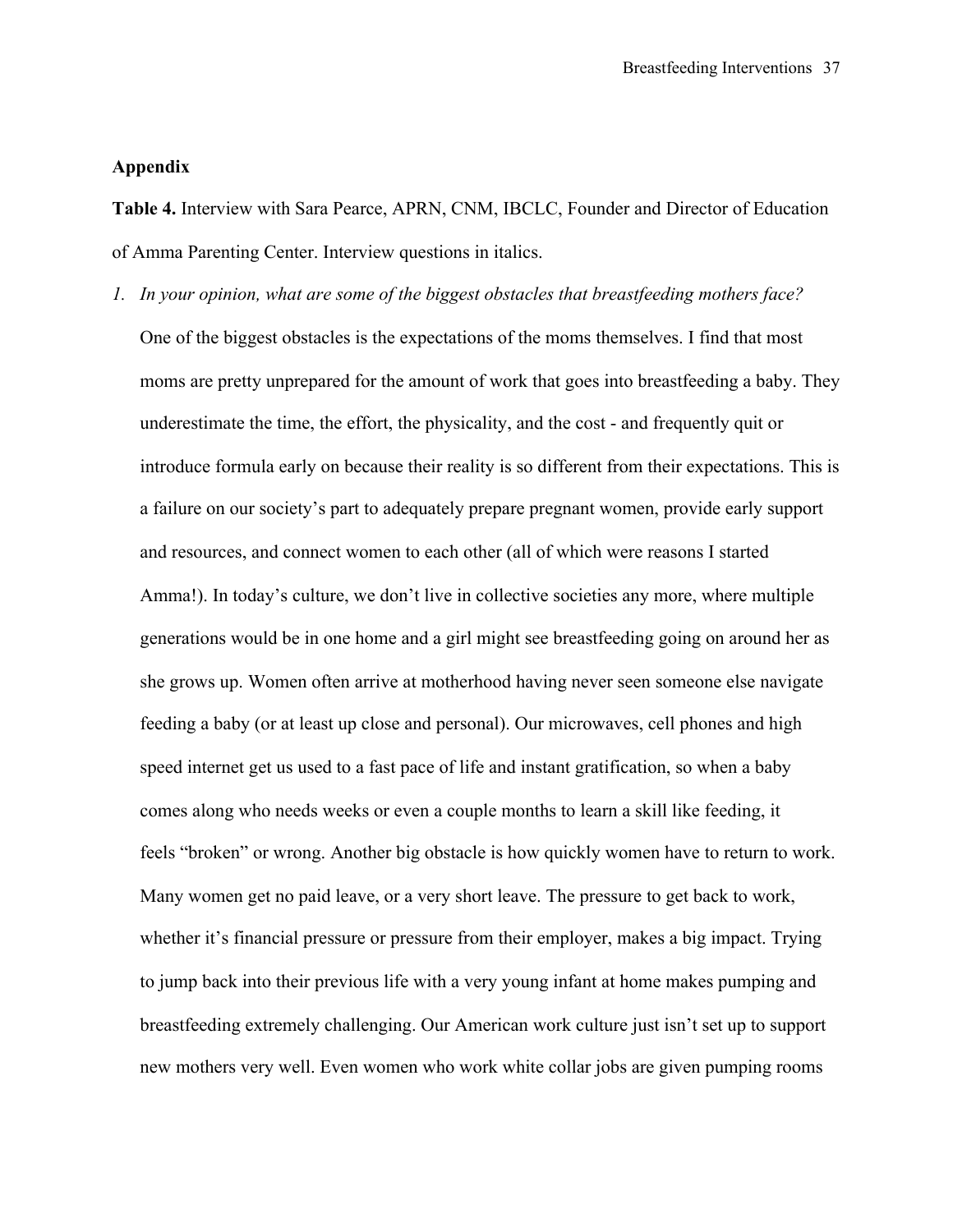## Appendix

**Table 4.** Interview with Sara Pearce, APRN, CNM, IBCLC, Founder and Director of Education of Amma Parenting Center. Interview questions in italics.

1. *In your opinion, what are some of the biggest obstacles that breastfeeding mothers face?*

   One of the biggest obstacles is the expectations of the moms themselves. I find that most moms are pretty unprepared for the amount of work that goes into breastfeeding a baby. They underestimate the time, the effort, the physicality, and the cost - and frequently quit or introduce formula early on because their reality is so different from their expectations. This is a failure on our society's part to adequately prepare pregnant women, provide early support and resources, and connect women to each other (all of which were reasons I started Amma!). In today's culture, we don't live in collective societies any more, where multiple generations would be in one home and a girl might see breastfeeding going on around her as she grows up. Women often arrive at motherhood having never seen someone else navigate feeding a baby (or at least up close and personal). Our microwaves, cell phones and high speed internet get us used to a fast pace of life and instant gratification, so when a baby comes along who needs weeks or even a couple months to learn a skill like feeding, it feels "broken" or wrong. Another big obstacle is how quickly women have to return to work. Many women get no paid leave, or a very short leave. The pressure to get back to work, whether it's financial pressure or pressure from their employer, makes a big impact. Trying to jump back into their previous life with a very young infant at home makes pumping and breastfeeding extremely challenging. Our American work culture just isn't set up to support new mothers very well. Even women who work white collar jobs are given pumping rooms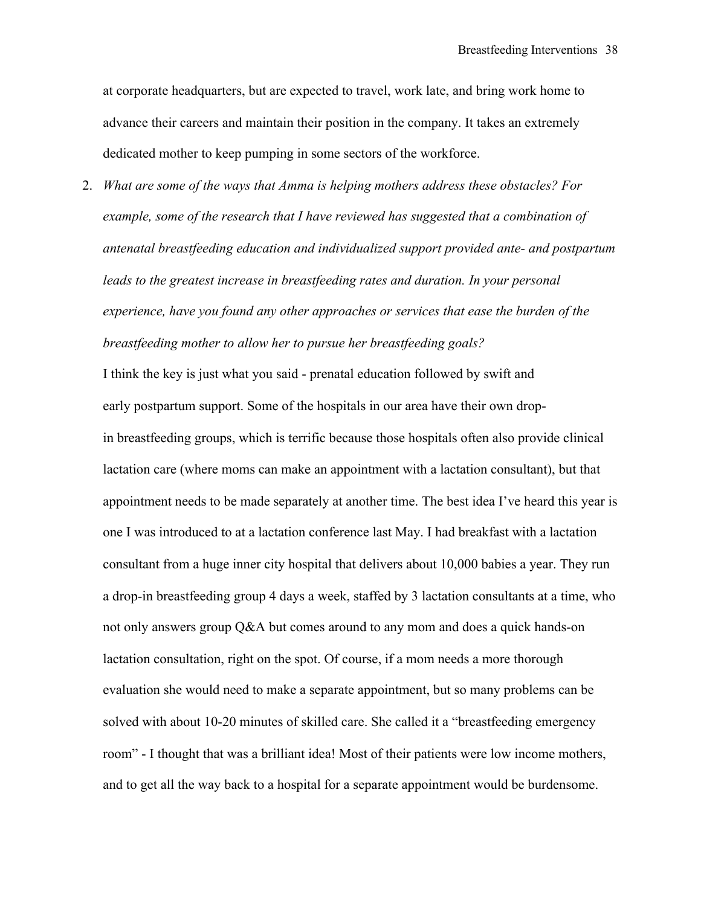at corporate headquarters, but are expected to travel, work late, and bring work home to advance their careers and maintain their position in the company. It takes an extremely dedicated mother to keep pumping in some sectors of the workforce.

2. *What are some of the ways that Amma is helping mothers address these obstacles? For example, some of the research that I have reviewed has suggested that a combination of antenatal breastfeeding education and individualized support provided ante- and postpartum leads to the greatest increase in breastfeeding rates and duration. In your personal experience, have you found any other approaches or services that ease the burden of the breastfeeding mother to allow her to pursue her breastfeeding goals?*

   I think the key is just what you said - prenatal education followed by swift and early postpartum support. Some of the hospitals in our area have their own drop-in breastfeeding groups, which is terrific because those hospitals often also provide clinical lactation care (where moms can make an appointment with a lactation consultant), but that appointment needs to be made separately at another time. The best idea I've heard this year is one I was introduced to at a lactation conference last May. I had breakfast with a lactation consultant from a huge inner city hospital that delivers about 10,000 babies a year. They run a drop-in breastfeeding group 4 days a week, staffed by 3 lactation consultants at a time, who not only answers group Q&A but comes around to any mom and does a quick hands-on lactation consultation, right on the spot. Of course, if a mom needs a more thorough evaluation she would need to make a separate appointment, but so many problems can be solved with about 10-20 minutes of skilled care. She called it a "breastfeeding emergency room" - I thought that was a brilliant idea! Most of their patients were low income mothers, and to get all the way back to a hospital for a separate appointment would be burdensome.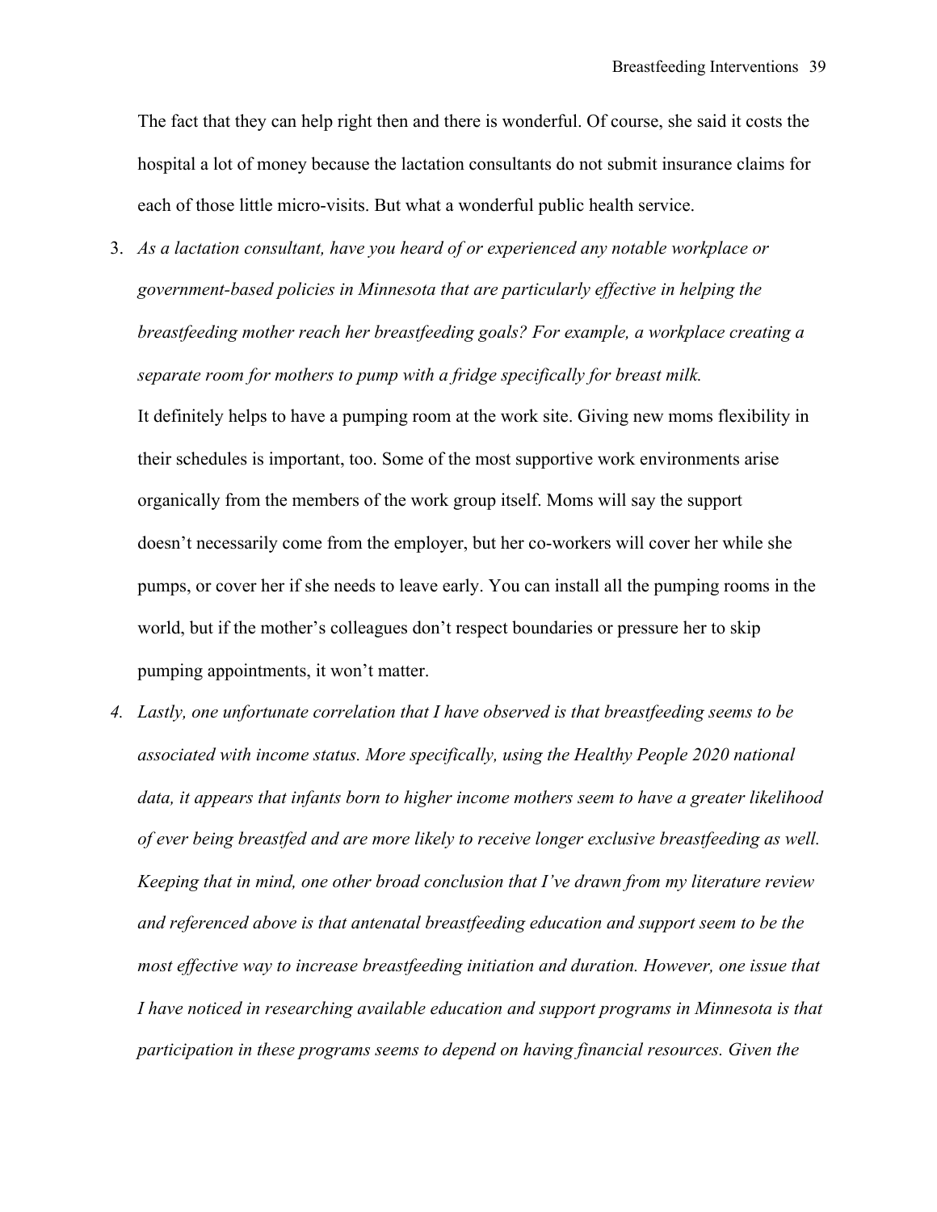The fact that they can help right then and there is wonderful. Of course, she said it costs the hospital a lot of money because the lactation consultants do not submit insurance claims for each of those little micro-visits. But what a wonderful public health service.

3. *As a lactation consultant, have you heard of or experienced any notable workplace or government-based policies in Minnesota that are particularly effective in helping the breastfeeding mother reach her breastfeeding goals? For example, a workplace creating a separate room for mothers to pump with a fridge specifically for breast milk.*
   It definitely helps to have a pumping room at the work site. Giving new moms flexibility in their schedules is important, too. Some of the most supportive work environments arise organically from the members of the work group itself. Moms will say the support doesn't necessarily come from the employer, but her co-workers will cover her while she pumps, or cover her if she needs to leave early. You can install all the pumping rooms in the world, but if the mother's colleagues don't respect boundaries or pressure her to skip pumping appointments, it won't matter.
4. *Lastly, one unfortunate correlation that I have observed is that breastfeeding seems to be associated with income status. More specifically, using the Healthy People 2020 national data, it appears that infants born to higher income mothers seem to have a greater likelihood of ever being breastfed and are more likely to receive longer exclusive breastfeeding as well. Keeping that in mind, one other broad conclusion that I've drawn from my literature review and referenced above is that antenatal breastfeeding education and support seem to be the most effective way to increase breastfeeding initiation and duration. However, one issue that I have noticed in researching available education and support programs in Minnesota is that participation in these programs seems to depend on having financial resources. Given the*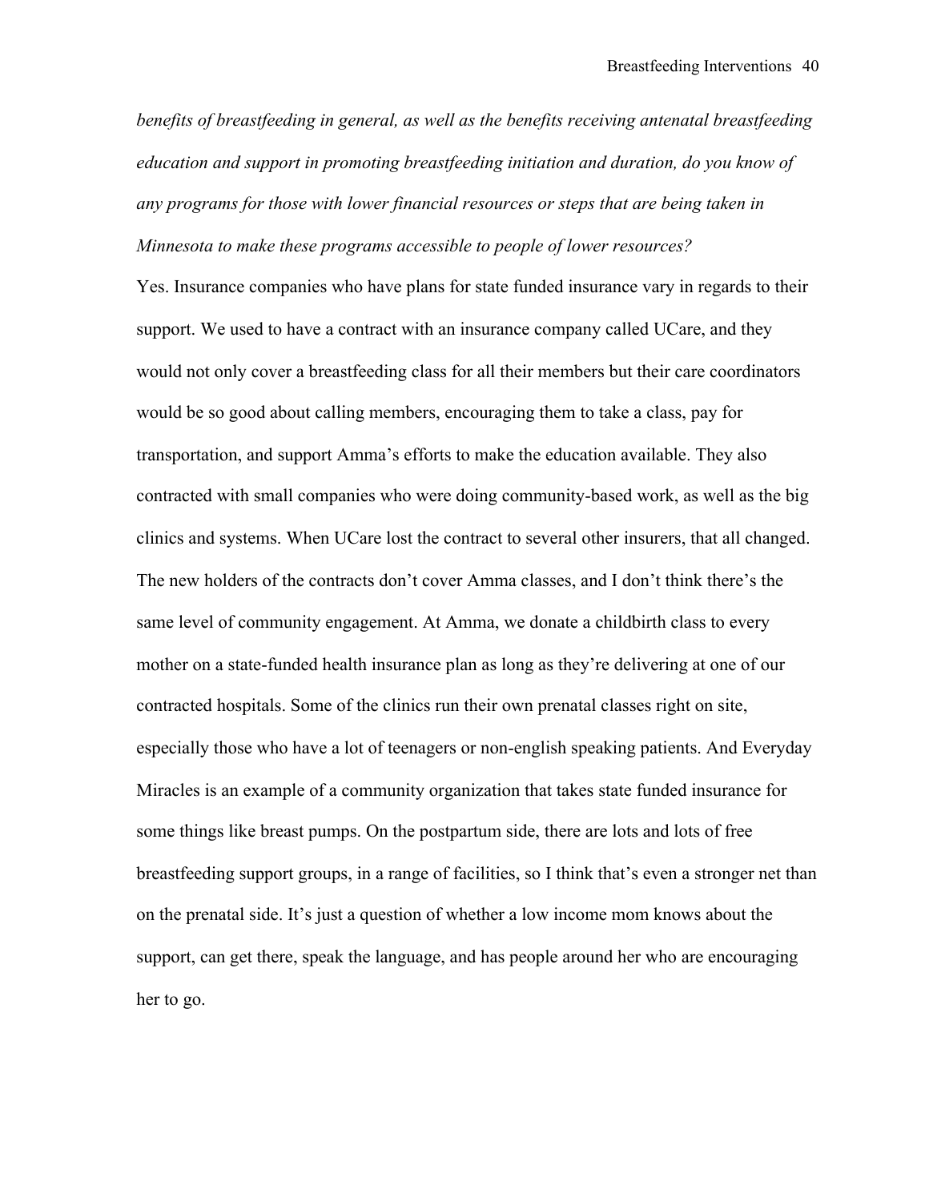*benefits of breastfeeding in general, as well as the benefits receiving antenatal breastfeeding education and support in promoting breastfeeding initiation and duration, do you know of any programs for those with lower financial resources or steps that are being taken in Minnesota to make these programs accessible to people of lower resources?*

Yes. Insurance companies who have plans for state funded insurance vary in regards to their support. We used to have a contract with an insurance company called UCare, and they would not only cover a breastfeeding class for all their members but their care coordinators would be so good about calling members, encouraging them to take a class, pay for transportation, and support Amma's efforts to make the education available. They also contracted with small companies who were doing community-based work, as well as the big clinics and systems. When UCare lost the contract to several other insurers, that all changed. The new holders of the contracts don't cover Amma classes, and I don't think there's the same level of community engagement. At Amma, we donate a childbirth class to every mother on a state-funded health insurance plan as long as they're delivering at one of our contracted hospitals. Some of the clinics run their own prenatal classes right on site, especially those who have a lot of teenagers or non-english speaking patients. And Everyday Miracles is an example of a community organization that takes state funded insurance for some things like breast pumps. On the postpartum side, there are lots and lots of free breastfeeding support groups, in a range of facilities, so I think that's even a stronger net than on the prenatal side. It's just a question of whether a low income mom knows about the support, can get there, speak the language, and has people around her who are encouraging her to go.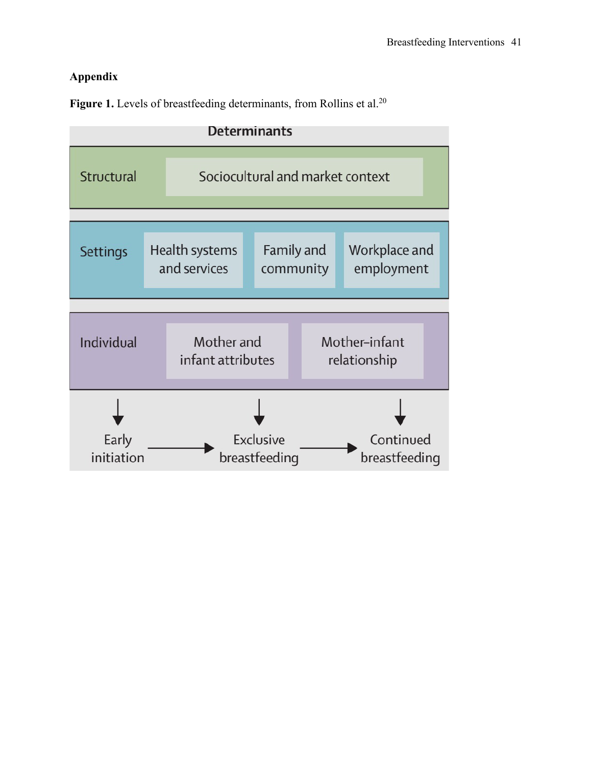## Appendix

**Figure 1.** Levels of breastfeeding determinants, from Rollins et al.[20]

**Determinants**

| | | | |
|---|---|---|---|
| Structural | Sociocultural and market context | | |
| Settings | Health systems and services | Family and community | Workplace and employment |
| Individual | Mother and infant attributes | Mother–infant relationship | |

Early initiation → Exclusive breastfeeding → Continued breastfeeding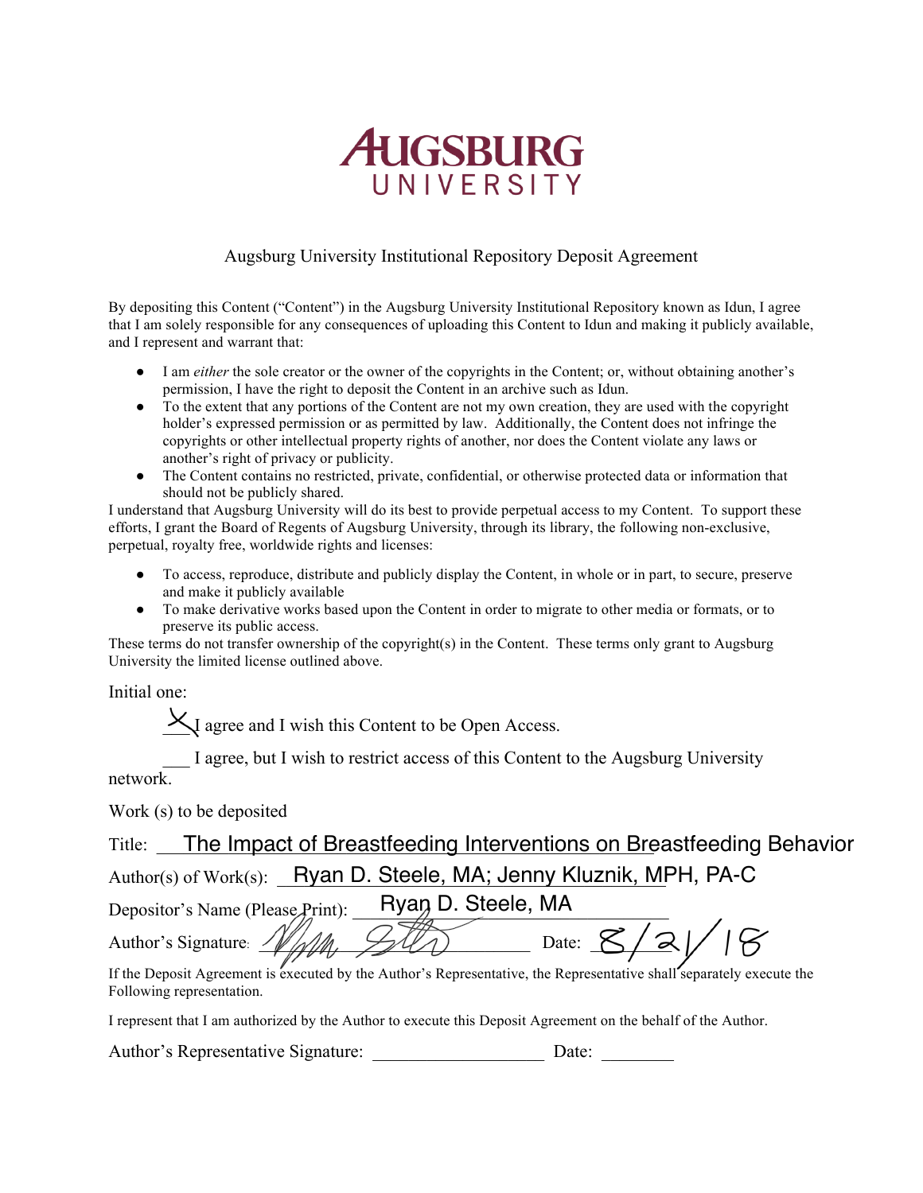# AUGSBURG UNIVERSITY

Augsburg University Institutional Repository Deposit Agreement

By depositing this Content ("Content") in the Augsburg University Institutional Repository known as Idun, I agree that I am solely responsible for any consequences of uploading this Content to Idun and making it publicly available, and I represent and warrant that:

- I am *either* the sole creator or the owner of the copyrights in the Content; or, without obtaining another's permission, I have the right to deposit the Content in an archive such as Idun.
- To the extent that any portions of the Content are not my own creation, they are used with the copyright holder's expressed permission or as permitted by law. Additionally, the Content does not infringe the copyrights or other intellectual property rights of another, nor does the Content violate any laws or another's right of privacy or publicity.
- The Content contains no restricted, private, confidential, or otherwise protected data or information that should not be publicly shared.

I understand that Augsburg University will do its best to provide perpetual access to my Content. To support these efforts, I grant the Board of Regents of Augsburg University, through its library, the following non-exclusive, perpetual, royalty free, worldwide rights and licenses:

- To access, reproduce, distribute and publicly display the Content, in whole or in part, to secure, preserve and make it publicly available
- To make derivative works based upon the Content in order to migrate to other media or formats, or to preserve its public access.

These terms do not transfer ownership of the copyright(s) in the Content. These terms only grant to Augsburg University the limited license outlined above.

Initial one:

X I agree and I wish this Content to be Open Access.

___ I agree, but I wish to restrict access of this Content to the Augsburg University network.

Work (s) to be deposited

Title: The Impact of Breastfeeding Interventions on Breastfeeding Behavior

Author(s) of Work(s): Ryan D. Steele, MA; Jenny Kluznik, MPH, PA-C

Depositor's Name (Please Print): Ryan D. Steele, MA

Author's Signature: [signature] Date: 8/21/18

If the Deposit Agreement is executed by the Author's Representative, the Representative shall separately execute the Following representation.

I represent that I am authorized by the Author to execute this Deposit Agreement on the behalf of the Author.

Author's Representative Signature: ________________ Date: ________